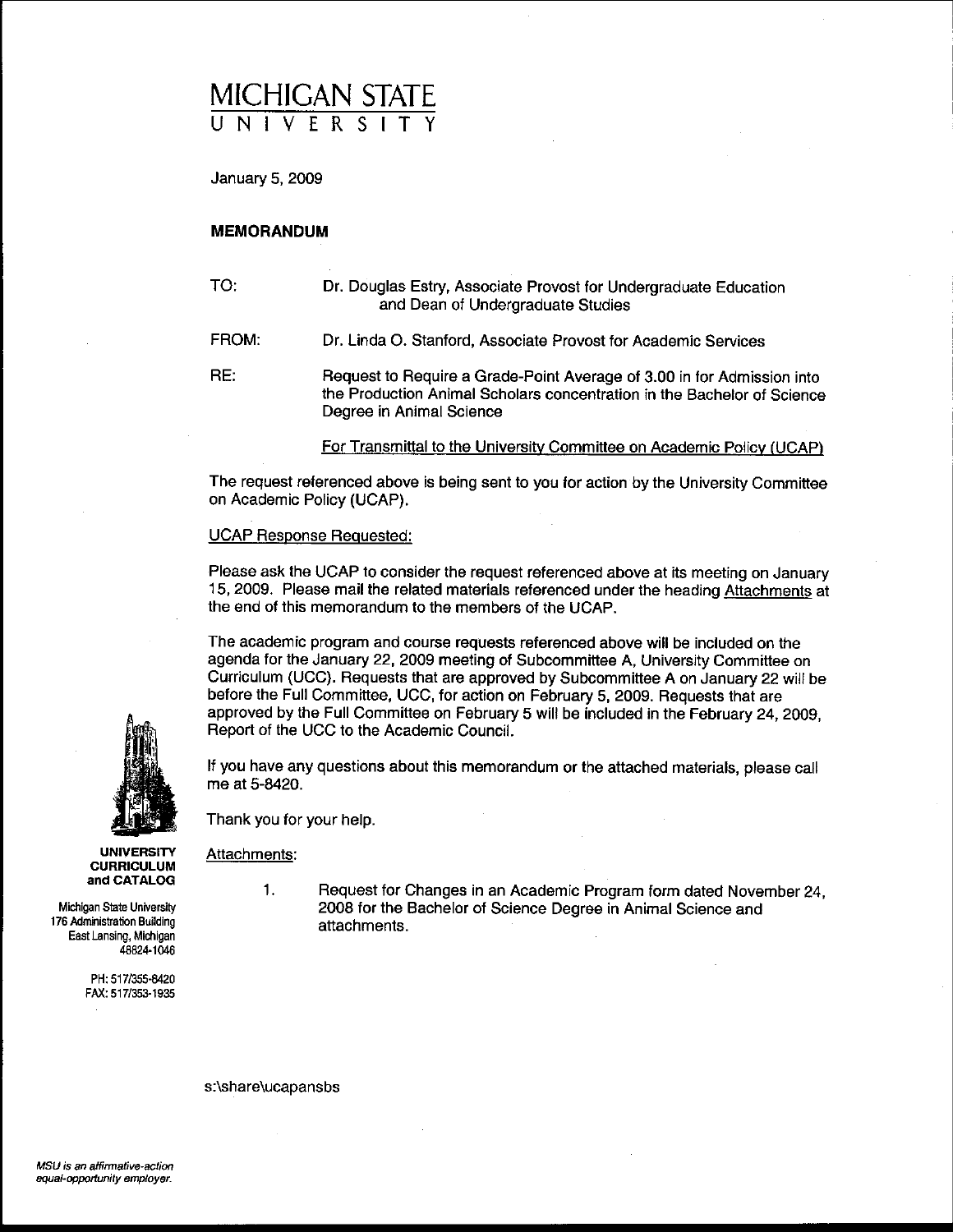# MICHIGAN STATE UNIVERSITY

January 5, 2009

**MEMORANDUM**

TO: Dr. Douglas Estry, Associate Provost for Undergraduate Education and Dean of Undergraduate Studies

FROM: Dr. Linda O. Stanford, Associate Provost for Academic Services

RE: Request to Require a Grade-Point Average of 3.00 in for Admission into the Production Animal Scholars concentration in the Bachelor of Science Degree in Animal Science

For Transmittal to the University Committee on Academic Policy (UCAP)

The request referenced above is being sent to you for action by the University Committee on Academic Policy (UCAP).

UCAP Response Requested:

Please ask the UCAP to consider the request referenced above at its meeting on January 15, 2009. Please mail the related materials referenced under the heading Attachments at the end of this memorandum to the members of the UCAP.

The academic program and course requests referenced above will be included on the agenda for the January 22, 2009 meeting of Subcommittee A, University Committee on Curriculum (UCC). Requests that are approved by Subcommittee A on January 22 will be before the Full Committee, UCC, for action on February 5, 2009. Requests that are approved by the Full Committee on February 5 will be included in the February 24, 2009, Report of the UCC to the Academic Council.

If you have any questions about this memorandum or the attached materials, please call me at 5-8420.

Thank you for your help.

Attachments:

1. Request for Changes in an Academic Program form dated November 24, 2008 for the Bachelor of Science Degree in Animal Science and attachments.

**UNIVERSITY CURRICULUM and CATALOG**

Michigan State University
176 Administration Building
East Lansing, Michigan 48824-1046

PH: 517/355-8420
FAX: 517/353-1935

s:\share\ucapansbs

*MSU is an affirmative-action equal-opportunity employer.*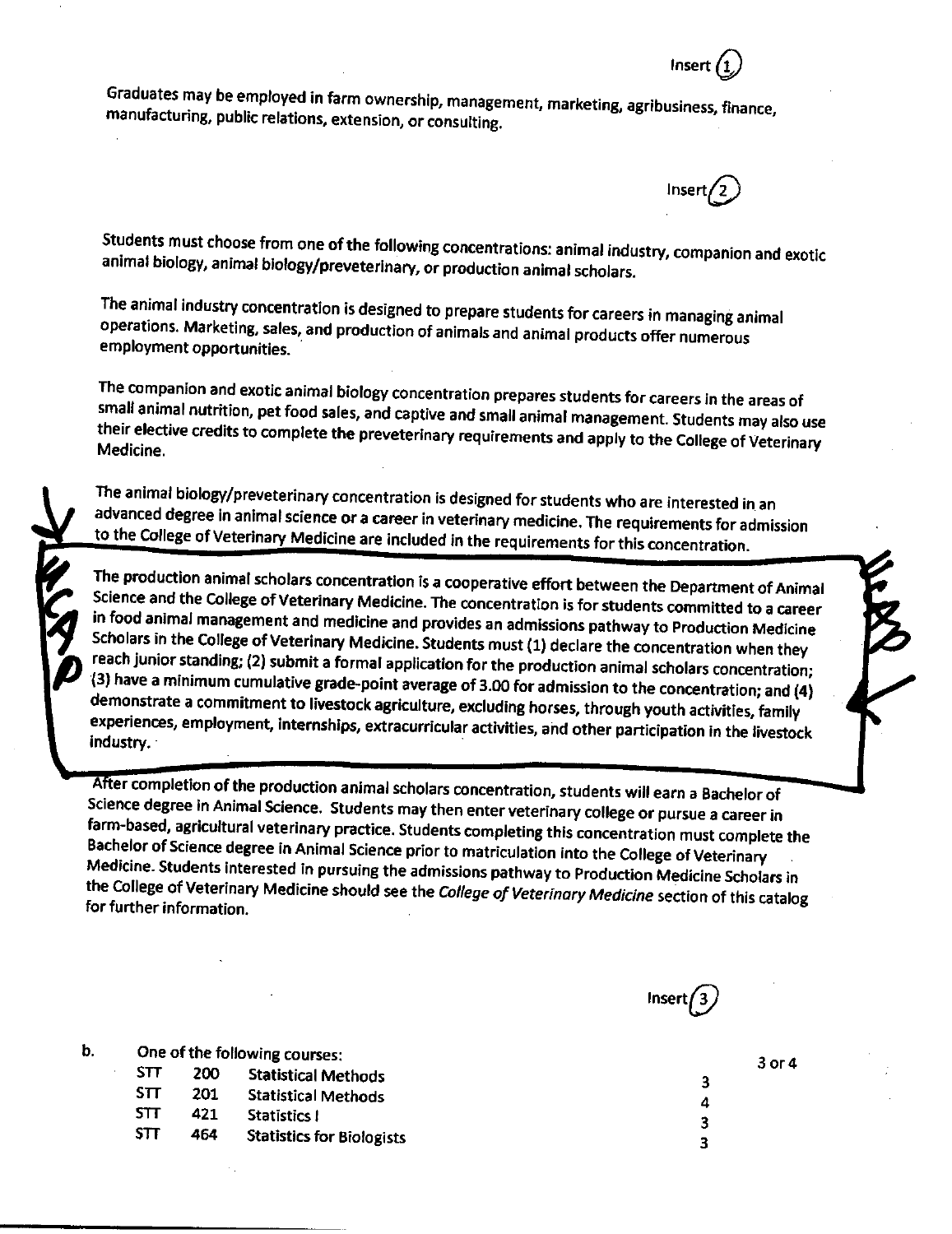Insert (1)

Graduates may be employed in farm ownership, management, marketing, agribusiness, finance, manufacturing, public relations, extension, or consulting.

Insert (2)

Students must choose from one of the following concentrations: animal industry, companion and exotic animal biology, animal biology/preveterinary, or production animal scholars.

The animal industry concentration is designed to prepare students for careers in managing animal operations. Marketing, sales, and production of animals and animal products offer numerous employment opportunities.

The companion and exotic animal biology concentration prepares students for careers in the areas of small animal nutrition, pet food sales, and captive and small animal management. Students may also use their elective credits to complete the preveterinary requirements and apply to the College of Veterinary Medicine.

The animal biology/preveterinary concentration is designed for students who are interested in an advanced degree in animal science or a career in veterinary medicine. The requirements for admission to the College of Veterinary Medicine are included in the requirements for this concentration.

The production animal scholars concentration is a cooperative effort between the Department of Animal Science and the College of Veterinary Medicine. The concentration is for students committed to a career in food animal management and medicine and provides an admissions pathway to Production Medicine Scholars in the College of Veterinary Medicine. Students must (1) declare the concentration when they reach junior standing; (2) submit a formal application for the production animal scholars concentration; (3) have a minimum cumulative grade-point average of 3.00 for admission to the concentration; and (4) demonstrate a commitment to livestock agriculture, excluding horses, through youth activities, family experiences, employment, internships, extracurricular activities, and other participation in the livestock industry.

After completion of the production animal scholars concentration, students will earn a Bachelor of Science degree in Animal Science. Students may then enter veterinary college or pursue a career in farm-based, agricultural veterinary practice. Students completing this concentration must complete the Bachelor of Science degree in Animal Science prior to matriculation into the College of Veterinary Medicine. Students interested in pursuing the admissions pathway to Production Medicine Scholars in the College of Veterinary Medicine should see the *College of Veterinary Medicine* section of this catalog for further information.

Insert (3)

b. One of the following courses: 3 or 4

| | | | |
|---|---|---|---|
| STT | 200 | Statistical Methods | 3 |
| STT | 201 | Statistical Methods | 4 |
| STT | 421 | Statistics I | 3 |
| STT | 464 | Statistics for Biologists | 3 |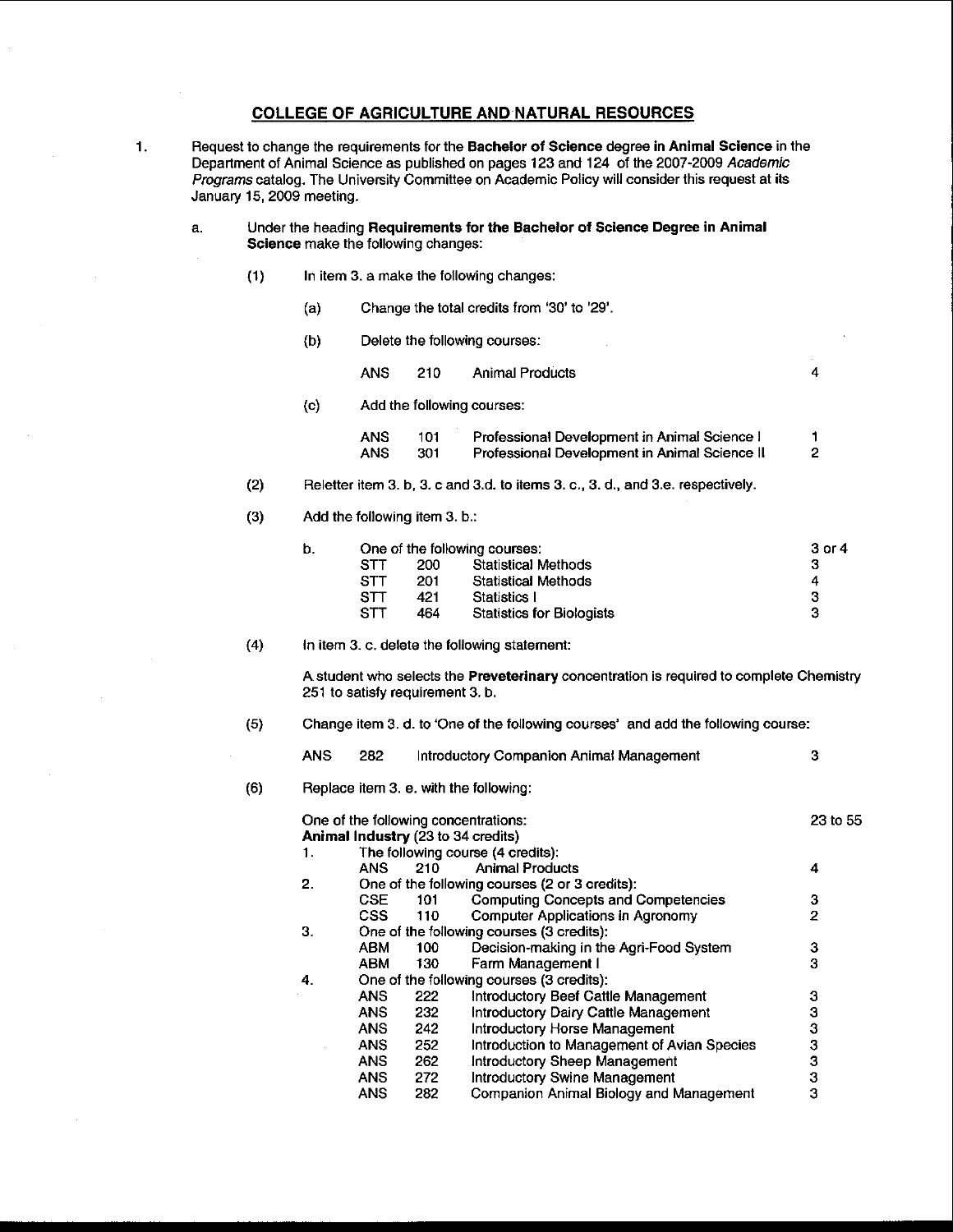## COLLEGE OF AGRICULTURE AND NATURAL RESOURCES

1. Request to change the requirements for the **Bachelor of Science** degree **in Animal Science** in the Department of Animal Science as published on pages 123 and 124 of the 2007-2009 *Academic Programs* catalog. The University Committee on Academic Policy will consider this request at its January 15, 2009 meeting.

   a. Under the heading **Requirements for the Bachelor of Science Degree in Animal Science** make the following changes:

      (1) In item 3. a make the following changes:

         (a) Change the total credits from '30' to '29'.

         (b) Delete the following courses:

| | | | |
|---|---|---|---|
| ANS | 210 | Animal Products | 4 |

         (c) Add the following courses:

| | | | |
|---|---|---|---|
| ANS | 101 | Professional Development in Animal Science I | 1 |
| ANS | 301 | Professional Development in Animal Science II | 2 |

      (2) Reletter item 3. b, 3. c and 3.d. to items 3. c., 3. d., and 3.e. respectively.

      (3) Add the following item 3. b.:

| | | | | |
|---|---|---|---|---|
| b. | One of the following courses: | | | 3 or 4 |
| | STT | 200 | Statistical Methods | 3 |
| | STT | 201 | Statistical Methods | 4 |
| | STT | 421 | Statistics I | 3 |
| | STT | 464 | Statistics for Biologists | 3 |

      (4) In item 3. c. delete the following statement:

         A student who selects the **Preveterinary** concentration is required to complete Chemistry 251 to satisfy requirement 3. b.

      (5) Change item 3. d. to 'One of the following courses' and add the following course:

| | | | |
|---|---|---|---|
| ANS | 282 | Introductory Companion Animal Management | 3 |

      (6) Replace item 3. e. with the following:

         One of the following concentrations: 23 to 55

         **Animal Industry** (23 to 34 credits)

| | | | | |
|---|---|---|---|---|
| 1. | The following course (4 credits): | | | |
| | ANS | 210 | Animal Products | 4 |
| 2. | One of the following courses (2 or 3 credits): | | | |
| | CSE | 101 | Computing Concepts and Competencies | 3 |
| | CSS | 110 | Computer Applications in Agronomy | 2 |
| 3. | One of the following courses (3 credits): | | | |
| | ABM | 100 | Decision-making in the Agri-Food System | 3 |
| | ABM | 130 | Farm Management I | 3 |
| 4. | One of the following courses (3 credits): | | | |
| | ANS | 222 | Introductory Beef Cattle Management | 3 |
| | ANS | 232 | Introductory Dairy Cattle Management | 3 |
| | ANS | 242 | Introductory Horse Management | 3 |
| | ANS | 252 | Introduction to Management of Avian Species | 3 |
| | ANS | 262 | Introductory Sheep Management | 3 |
| | ANS | 272 | Introductory Swine Management | 3 |
| | ANS | 282 | Companion Animal Biology and Management | 3 |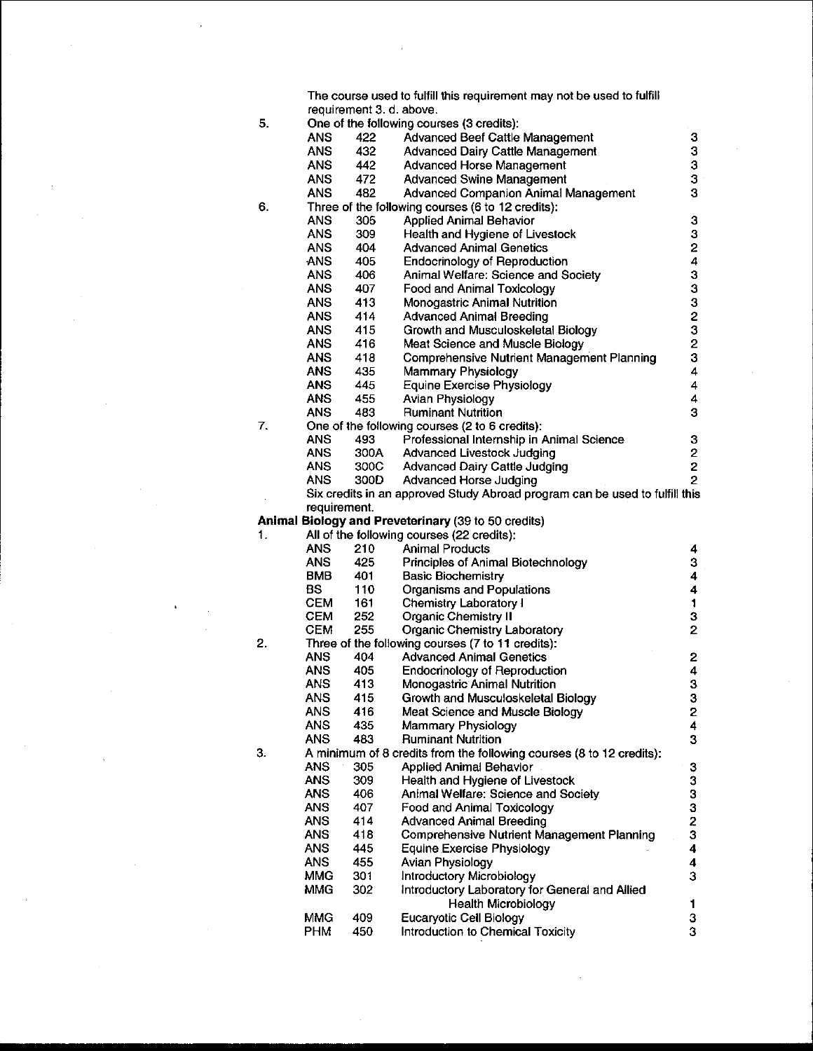The course used to fulfill this requirement may not be used to fulfill requirement 3. d. above.

5. One of the following courses (3 credits):

| | | | |
|---|---|---|---|
| ANS | 422 | Advanced Beef Cattle Management | 3 |
| ANS | 432 | Advanced Dairy Cattle Management | 3 |
| ANS | 442 | Advanced Horse Management | 3 |
| ANS | 472 | Advanced Swine Management | 3 |
| ANS | 482 | Advanced Companion Animal Management | 3 |

6. Three of the following courses (6 to 12 credits):

| | | | |
|---|---|---|---|
| ANS | 305 | Applied Animal Behavior | 3 |
| ANS | 309 | Health and Hygiene of Livestock | 3 |
| ANS | 404 | Advanced Animal Genetics | 2 |
| ANS | 405 | Endocrinology of Reproduction | 4 |
| ANS | 406 | Animal Welfare: Science and Society | 3 |
| ANS | 407 | Food and Animal Toxicology | 3 |
| ANS | 413 | Monogastric Animal Nutrition | 3 |
| ANS | 414 | Advanced Animal Breeding | 2 |
| ANS | 415 | Growth and Musculoskeletal Biology | 3 |
| ANS | 416 | Meat Science and Muscle Biology | 2 |
| ANS | 418 | Comprehensive Nutrient Management Planning | 3 |
| ANS | 435 | Mammary Physiology | 4 |
| ANS | 445 | Equine Exercise Physiology | 4 |
| ANS | 455 | Avian Physiology | 4 |
| ANS | 483 | Ruminant Nutrition | 3 |

7. One of the following courses (2 to 6 credits):

| | | | |
|---|---|---|---|
| ANS | 493 | Professional Internship in Animal Science | 3 |
| ANS | 300A | Advanced Livestock Judging | 2 |
| ANS | 300C | Advanced Dairy Cattle Judging | 2 |
| ANS | 300D | Advanced Horse Judging | 2 |

Six credits in an approved Study Abroad program can be used to fulfill this requirement.

**Animal Biology and Preveterinary** (39 to 50 credits)

1. All of the following courses (22 credits):

| | | | |
|---|---|---|---|
| ANS | 210 | Animal Products | 4 |
| ANS | 425 | Principles of Animal Biotechnology | 3 |
| BMB | 401 | Basic Biochemistry | 4 |
| BS | 110 | Organisms and Populations | 4 |
| CEM | 161 | Chemistry Laboratory I | 1 |
| CEM | 252 | Organic Chemistry II | 3 |
| CEM | 255 | Organic Chemistry Laboratory | 2 |

2. Three of the following courses (7 to 11 credits):

| | | | |
|---|---|---|---|
| ANS | 404 | Advanced Animal Genetics | 2 |
| ANS | 405 | Endocrinology of Reproduction | 4 |
| ANS | 413 | Monogastric Animal Nutrition | 3 |
| ANS | 415 | Growth and Musculoskeletal Biology | 3 |
| ANS | 416 | Meat Science and Muscle Biology | 2 |
| ANS | 435 | Mammary Physiology | 4 |
| ANS | 483 | Ruminant Nutrition | 3 |

3. A minimum of 8 credits from the following courses (8 to 12 credits):

| | | | |
|---|---|---|---|
| ANS | 305 | Applied Animal Behavior | 3 |
| ANS | 309 | Health and Hygiene of Livestock | 3 |
| ANS | 406 | Animal Welfare: Science and Society | 3 |
| ANS | 407 | Food and Animal Toxicology | 3 |
| ANS | 414 | Advanced Animal Breeding | 2 |
| ANS | 418 | Comprehensive Nutrient Management Planning | 3 |
| ANS | 445 | Equine Exercise Physiology | 4 |
| ANS | 455 | Avian Physiology | 4 |
| MMG | 301 | Introductory Microbiology | 3 |
| MMG | 302 | Introductory Laboratory for General and Allied Health Microbiology | 1 |
| MMG | 409 | Eucaryotic Cell Biology | 3 |
| PHM | 450 | Introduction to Chemical Toxicity | 3 |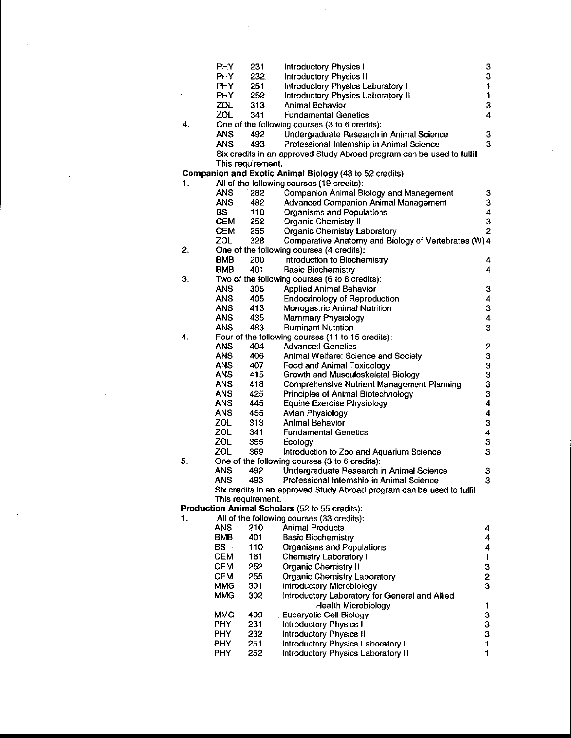| | | | |
|---|---|---|---|
| PHY | 231 | Introductory Physics I | 3 |
| PHY | 232 | Introductory Physics II | 3 |
| PHY | 251 | Introductory Physics Laboratory I | 1 |
| PHY | 252 | Introductory Physics Laboratory II | 1 |
| ZOL | 313 | Animal Behavior | 3 |
| ZOL | 341 | Fundamental Genetics | 4 |

4. One of the following courses (3 to 6 credits):

| | | | |
|---|---|---|---|
| ANS | 492 | Undergraduate Research in Animal Science | 3 |
| ANS | 493 | Professional Internship in Animal Science | 3 |

Six credits in an approved Study Abroad program can be used to fulfill This requirement.

**Companion and Exotic Animal Biology** (43 to 52 credits)

1. All of the following courses (19 credits):

| | | | |
|---|---|---|---|
| ANS | 282 | Companion Animal Biology and Management | 3 |
| ANS | 482 | Advanced Companion Animal Management | 3 |
| BS | 110 | Organisms and Populations | 4 |
| CEM | 252 | Organic Chemistry II | 3 |
| CEM | 255 | Organic Chemistry Laboratory | 2 |
| ZOL | 328 | Comparative Anatomy and Biology of Vertebrates (W) | 4 |

2. One of the following courses (4 credits):

| | | | |
|---|---|---|---|
| BMB | 200 | Introduction to Biochemistry | 4 |
| BMB | 401 | Basic Biochemistry | 4 |

3. Two of the following courses (6 to 8 credits):

| | | | |
|---|---|---|---|
| ANS | 305 | Applied Animal Behavior | 3 |
| ANS | 405 | Endocrinology of Reproduction | 4 |
| ANS | 413 | Monogastric Animal Nutrition | 3 |
| ANS | 435 | Mammary Physiology | 4 |
| ANS | 483 | Ruminant Nutrition | 3 |

4. Four of the following courses (11 to 15 credits):

| | | | |
|---|---|---|---|
| ANS | 404 | Advanced Genetics | 2 |
| ANS | 406 | Animal Welfare: Science and Society | 3 |
| ANS | 407 | Food and Animal Toxicology | 3 |
| ANS | 415 | Growth and Musculoskeletal Biology | 3 |
| ANS | 418 | Comprehensive Nutrient Management Planning | 3 |
| ANS | 425 | Principles of Animal Biotechnology | 3 |
| ANS | 445 | Equine Exercise Physiology | 4 |
| ANS | 455 | Avian Physiology | 4 |
| ZOL | 313 | Animal Behavior | 3 |
| ZOL | 341 | Fundamental Genetics | 4 |
| ZOL | 355 | Ecology | 3 |
| ZOL | 369 | Introduction to Zoo and Aquarium Science | 3 |

5. One of the following courses (3 to 6 credits):

| | | | |
|---|---|---|---|
| ANS | 492 | Undergraduate Research in Animal Science | 3 |
| ANS | 493 | Professional Internship in Animal Science | 3 |

Six credits in an approved Study Abroad program can be used to fulfill This requirement.

**Production Animal Scholars** (52 to 55 credits):

1. All of the following courses (33 credits):

| | | | |
|---|---|---|---|
| ANS | 210 | Animal Products | 4 |
| BMB | 401 | Basic Biochemistry | 4 |
| BS | 110 | Organisms and Populations | 4 |
| CEM | 161 | Chemistry Laboratory I | 1 |
| CEM | 252 | Organic Chemistry II | 3 |
| CEM | 255 | Organic Chemistry Laboratory | 2 |
| MMG | 301 | Introductory Microbiology | 3 |
| MMG | 302 | Introductory Laboratory for General and Allied Health Microbiology | 1 |
| MMG | 409 | Eucaryotic Cell Biology | 3 |
| PHY | 231 | Introductory Physics I | 3 |
| PHY | 232 | Introductory Physics II | 3 |
| PHY | 251 | Introductory Physics Laboratory I | 1 |
| PHY | 252 | Introductory Physics Laboratory II | 1 |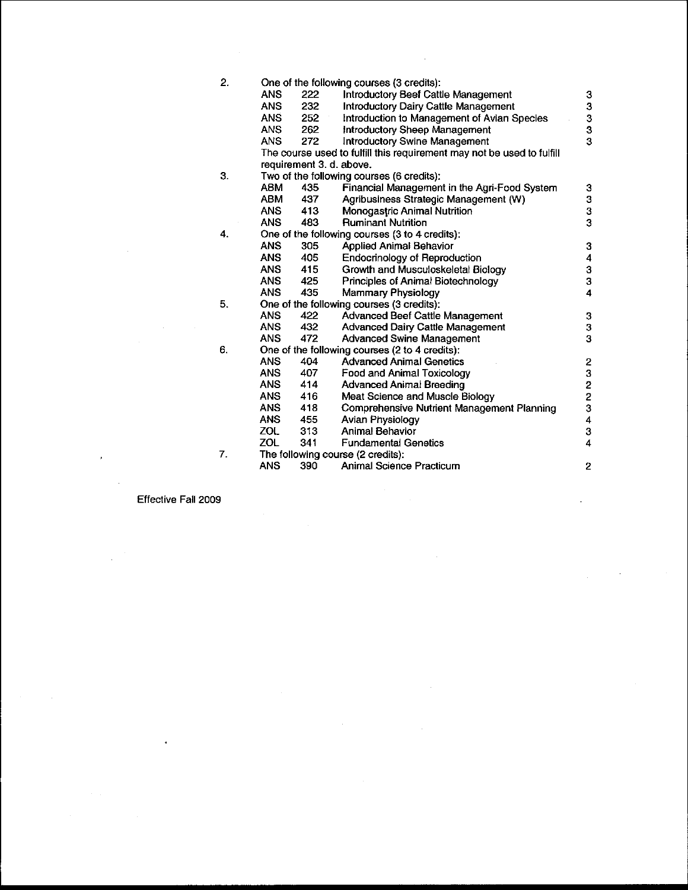2. One of the following courses (3 credits):

| | | | |
|---|---|---|---|
| ANS | 222 | Introductory Beef Cattle Management | 3 |
| ANS | 232 | Introductory Dairy Cattle Management | 3 |
| ANS | 252 | Introduction to Management of Avian Species | 3 |
| ANS | 262 | Introductory Sheep Management | 3 |
| ANS | 272 | Introductory Swine Management | 3 |

The course used to fulfill this requirement may not be used to fulfill requirement 3. d. above.

3. Two of the following courses (6 credits):

| | | | |
|---|---|---|---|
| ABM | 435 | Financial Management in the Agri-Food System | 3 |
| ABM | 437 | Agribusiness Strategic Management (W) | 3 |
| ANS | 413 | Monogastric Animal Nutrition | 3 |
| ANS | 483 | Ruminant Nutrition | 3 |

4. One of the following courses (3 to 4 credits):

| | | | |
|---|---|---|---|
| ANS | 305 | Applied Animal Behavior | 3 |
| ANS | 405 | Endocrinology of Reproduction | 4 |
| ANS | 415 | Growth and Musculoskeletal Biology | 3 |
| ANS | 425 | Principles of Animal Biotechnology | 3 |
| ANS | 435 | Mammary Physiology | 4 |

5. One of the following courses (3 credits):

| | | | |
|---|---|---|---|
| ANS | 422 | Advanced Beef Cattle Management | 3 |
| ANS | 432 | Advanced Dairy Cattle Management | 3 |
| ANS | 472 | Advanced Swine Management | 3 |

6. One of the following courses (2 to 4 credits):

| | | | |
|---|---|---|---|
| ANS | 404 | Advanced Animal Genetics | 2 |
| ANS | 407 | Food and Animal Toxicology | 3 |
| ANS | 414 | Advanced Animal Breeding | 2 |
| ANS | 416 | Meat Science and Muscle Biology | 2 |
| ANS | 418 | Comprehensive Nutrient Management Planning | 3 |
| ANS | 455 | Avian Physiology | 4 |
| ZOL | 313 | Animal Behavior | 3 |
| ZOL | 341 | Fundamental Genetics | 4 |

7. The following course (2 credits):

| | | | |
|---|---|---|---|
| ANS | 390 | Animal Science Practicum | 2 |

Effective Fall 2009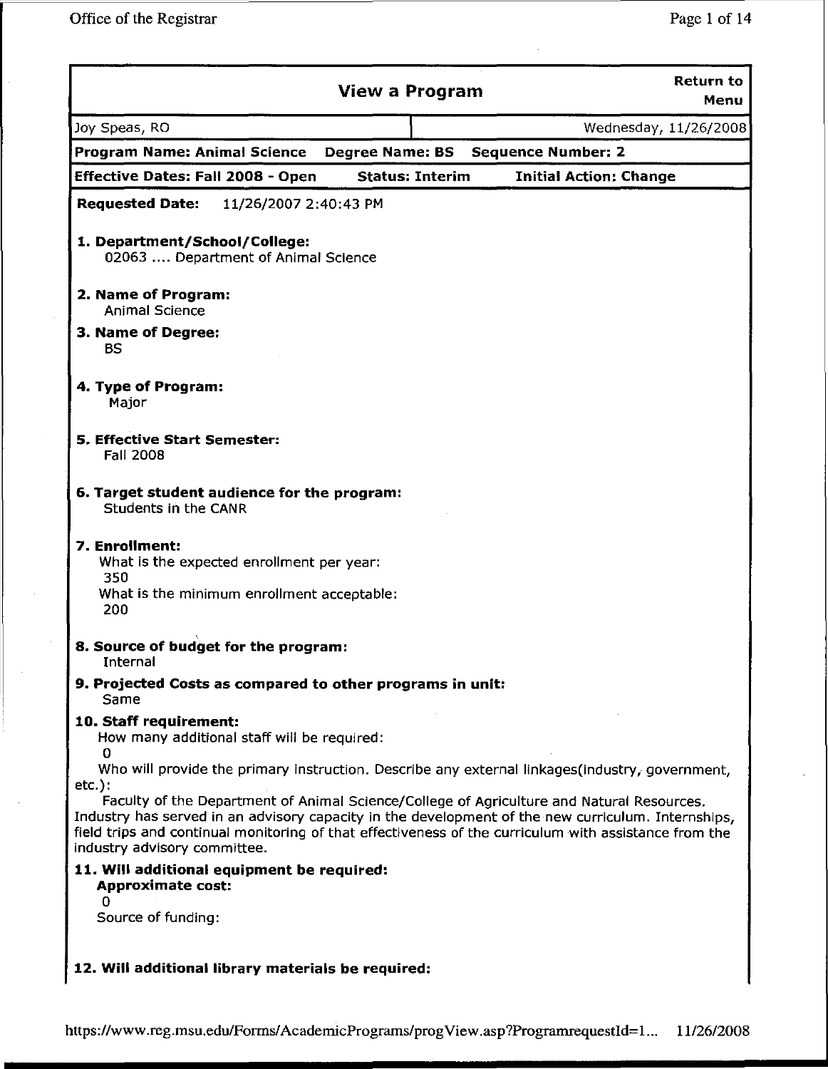## View a Program

Return to Menu

| Joy Speas, RO | Wednesday, 11/26/2008 |
|---|---|

**Program Name: Animal Science** **Degree Name: BS** **Sequence Number: 2**

**Effective Dates: Fall 2008 - Open** **Status: Interim** **Initial Action: Change**

**Requested Date:** 11/26/2007 2:40:43 PM

**1. Department/School/College:**
02063 .... Department of Animal Science

**2. Name of Program:**
Animal Science

**3. Name of Degree:**
BS

**4. Type of Program:**
Major

**5. Effective Start Semester:**
Fall 2008

**6. Target student audience for the program:**
Students in the CANR

**7. Enrollment:**
What is the expected enrollment per year:
350
What is the minimum enrollment acceptable:
200

**8. Source of budget for the program:**
Internal

**9. Projected Costs as compared to other programs in unit:**
Same

**10. Staff requirement:**
How many additional staff will be required:
0
Who will provide the primary instruction. Describe any external linkages(industry, government, etc.):
Faculty of the Department of Animal Science/College of Agriculture and Natural Resources. Industry has served in an advisory capacity in the development of the new curriculum. Internships, field trips and continual monitoring of that effectiveness of the curriculum with assistance from the industry advisory committee.

**11. Will additional equipment be required:**
**Approximate cost:**
0
Source of funding:

**12. Will additional library materials be required:**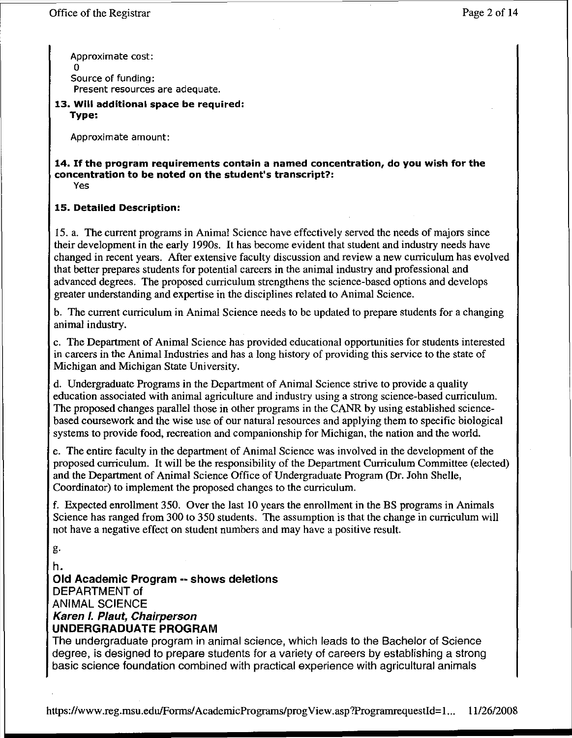Approximate cost:
0
Source of funding:
Present resources are adequate.

**13. Will additional space be required:**
**Type:**

Approximate amount:

**14. If the program requirements contain a named concentration, do you wish for the concentration to be noted on the student's transcript?:**
Yes

**15. Detailed Description:**

15. a. The current programs in Animal Science have effectively served the needs of majors since their development in the early 1990s. It has become evident that student and industry needs have changed in recent years. After extensive faculty discussion and review a new curriculum has evolved that better prepares students for potential careers in the animal industry and professional and advanced degrees. The proposed curriculum strengthens the science-based options and develops greater understanding and expertise in the disciplines related to Animal Science.

b. The current curriculum in Animal Science needs to be updated to prepare students for a changing animal industry.

c. The Department of Animal Science has provided educational opportunities for students interested in careers in the Animal Industries and has a long history of providing this service to the state of Michigan and Michigan State University.

d. Undergraduate Programs in the Department of Animal Science strive to provide a quality education associated with animal agriculture and industry using a strong science-based curriculum. The proposed changes parallel those in other programs in the CANR by using established science-based coursework and the wise use of our natural resources and applying them to specific biological systems to provide food, recreation and companionship for Michigan, the nation and the world.

e. The entire faculty in the department of Animal Science was involved in the development of the proposed curriculum. It will be the responsibility of the Department Curriculum Committee (elected) and the Department of Animal Science Office of Undergraduate Program (Dr. John Shelle, Coordinator) to implement the proposed changes to the curriculum.

f. Expected enrollment 350. Over the last 10 years the enrollment in the BS programs in Animals Science has ranged from 300 to 350 students. The assumption is that the change in curriculum will not have a negative effect on student numbers and may have a positive result.

g.

h.

**Old Academic Program -- shows deletions**

DEPARTMENT of
ANIMAL SCIENCE

***Karen I. Plaut, Chairperson***

**UNDERGRADUATE PROGRAM**

The undergraduate program in animal science, which leads to the Bachelor of Science degree, is designed to prepare students for a variety of careers by establishing a strong basic science foundation combined with practical experience with agricultural animals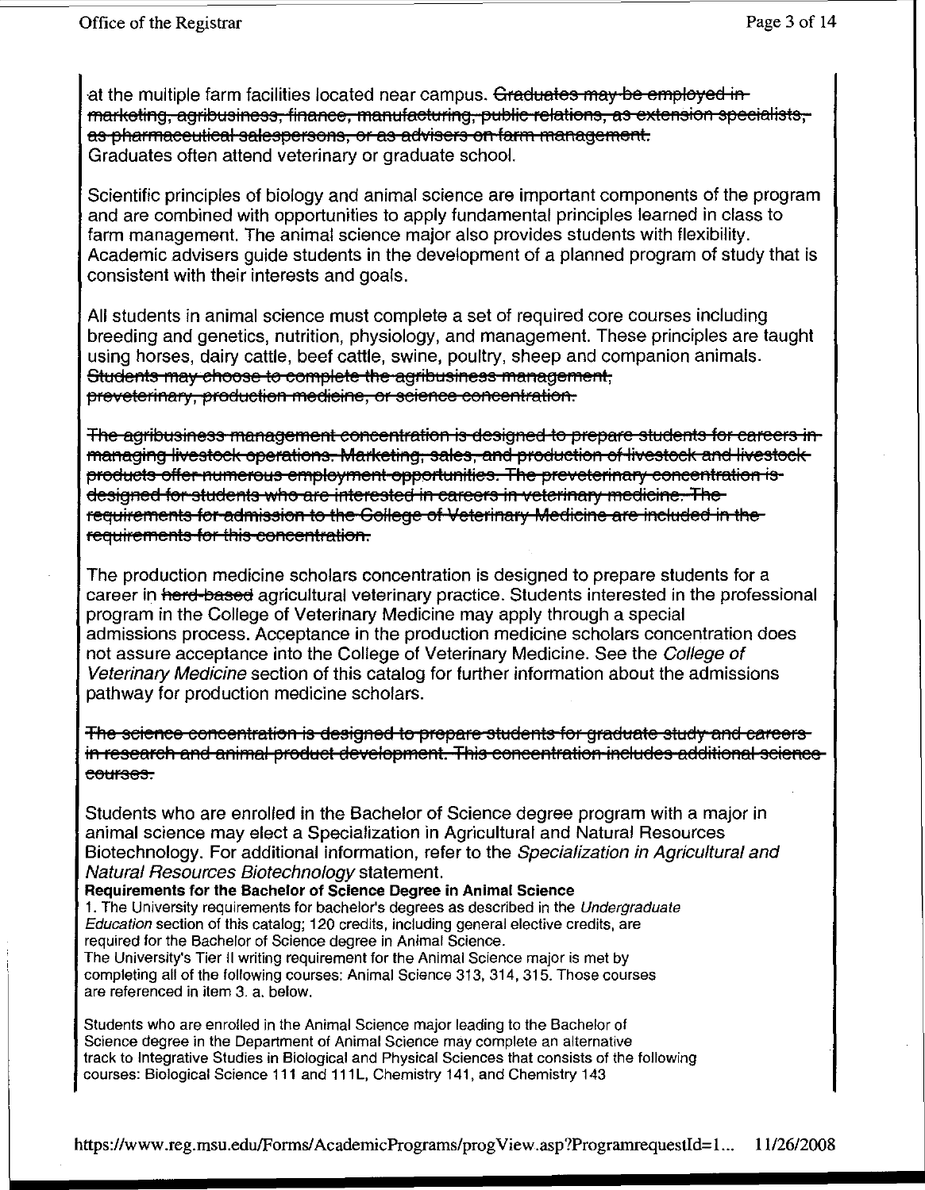at the multiple farm facilities located near campus. ~~Graduates may be employed in marketing, agribusiness, finance, manufacturing, public relations, as extension specialists, as pharmaceutical salespersons, or as advisers on farm management.~~
Graduates often attend veterinary or graduate school.

Scientific principles of biology and animal science are important components of the program and are combined with opportunities to apply fundamental principles learned in class to farm management. The animal science major also provides students with flexibility. Academic advisers guide students in the development of a planned program of study that is consistent with their interests and goals.

All students in animal science must complete a set of required core courses including breeding and genetics, nutrition, physiology, and management. These principles are taught using horses, dairy cattle, beef cattle, swine, poultry, sheep and companion animals. ~~Students may choose to complete the agribusiness management, preveterinary, production medicine, or science concentration.~~

~~The agribusiness management concentration is designed to prepare students for careers in managing livestock operations. Marketing, sales, and production of livestock and livestock products offer numerous employment opportunities. The preveterinary concentration is designed for students who are interested in careers in veterinary medicine. The requirements for admission to the College of Veterinary Medicine are included in the requirements for this concentration.~~

The production medicine scholars concentration is designed to prepare students for a career in ~~herd-based~~ agricultural veterinary practice. Students interested in the professional program in the College of Veterinary Medicine may apply through a special admissions process. Acceptance in the production medicine scholars concentration does not assure acceptance into the College of Veterinary Medicine. See the *College of Veterinary Medicine* section of this catalog for further information about the admissions pathway for production medicine scholars.

~~The science concentration is designed to prepare students for graduate study and careers in research and animal product development. This concentration includes additional science courses.~~

Students who are enrolled in the Bachelor of Science degree program with a major in animal science may elect a Specialization in Agricultural and Natural Resources Biotechnology. For additional information, refer to the *Specialization in Agricultural and Natural Resources Biotechnology* statement.

**Requirements for the Bachelor of Science Degree in Animal Science**

1. The University requirements for bachelor's degrees as described in the *Undergraduate Education* section of this catalog; 120 credits, including general elective credits, are required for the Bachelor of Science degree in Animal Science.
The University's Tier II writing requirement for the Animal Science major is met by completing all of the following courses: Animal Science 313, 314, 315. Those courses are referenced in item 3. a. below.

Students who are enrolled in the Animal Science major leading to the Bachelor of Science degree in the Department of Animal Science may complete an alternative track to Integrative Studies in Biological and Physical Sciences that consists of the following courses: Biological Science 111 and 111L, Chemistry 141, and Chemistry 143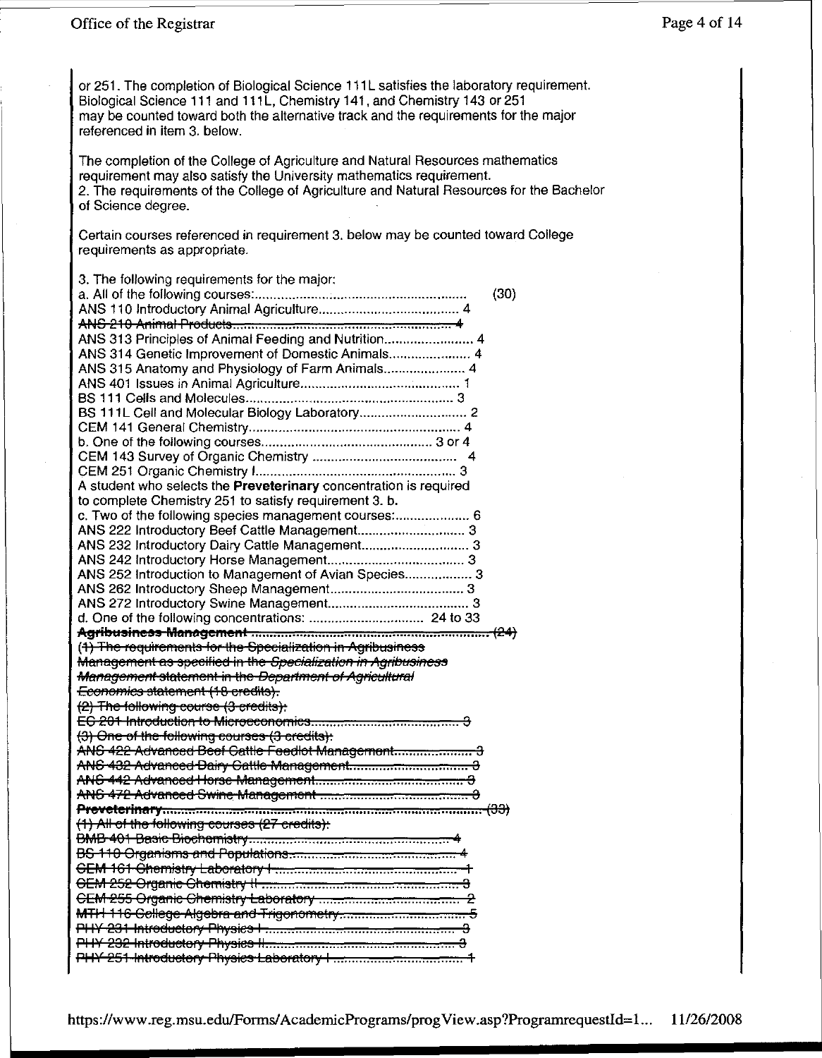or 251. The completion of Biological Science 111L satisfies the laboratory requirement. Biological Science 111 and 111L, Chemistry 141, and Chemistry 143 or 251 may be counted toward both the alternative track and the requirements for the major referenced in item 3. below.

The completion of the College of Agriculture and Natural Resources mathematics requirement may also satisfy the University mathematics requirement.

2. The requirements of the College of Agriculture and Natural Resources for the Bachelor of Science degree.

Certain courses referenced in requirement 3. below may be counted toward College requirements as appropriate.

3. The following requirements for the major:

a. All of the following courses:........................................................ (30)

ANS 110 Introductory Animal Agriculture...................................... 4

~~ANS 210 Animal Products.......................................................... 4~~

ANS 313 Principles of Animal Feeding and Nutrition........................ 4

ANS 314 Genetic Improvement of Domestic Animals...................... 4

ANS 315 Anatomy and Physiology of Farm Animals...................... 4

ANS 401 Issues in Animal Agriculture........................................... 1

BS 111 Cells and Molecules........................................................ 3

BS 111L Cell and Molecular Biology Laboratory............................. 2

CEM 141 General Chemistry......................................................... 4

b. One of the following courses............................................. 3 or 4

CEM 143 Survey of Organic Chemistry ...................................... 4

CEM 251 Organic Chemistry I...................................................... 3

A student who selects the **Preveterinary** concentration is required to complete Chemistry 251 to satisfy requirement 3. b.

c. Two of the following species management courses:.................... 6

ANS 222 Introductory Beef Cattle Management............................. 3

ANS 232 Introductory Dairy Cattle Management............................. 3

ANS 242 Introductory Horse Management..................................... 3

ANS 252 Introduction to Management of Avian Species.................. 3

ANS 262 Introductory Sheep Management.................................... 3

ANS 272 Introductory Swine Management..................................... 3

d. One of the following concentrations: .............................. 24 to 33

~~**Agribusiness Management** .................................................................. (24)~~

~~(1) The requirements for the Specialization in Agribusiness Management as specified in the *Specialization in Agribusiness Management* statement in the *Department of Agricultural Economics* statement (18 credits).~~

~~(2) The following course (3 credits):~~

~~EC 201 Introduction to Microeconomics......................................... 3~~

~~(3) One of the following courses (3 credits):~~

~~ANS 422 Advanced Beef Cattle Feedlot Management...................... 3~~

~~ANS 432 Advanced Dairy Cattle Management................................ 3~~

~~ANS 442 Advanced Horse Management......................................... 3~~

~~ANS 472 Advanced Swine Management ........................................ 3~~

~~**Preveterinary**.................................................................................... (33)~~

~~(1) All of the following courses (27 credits):~~

~~BMB 401 Basic Biochemistry........................................................ 4~~

~~BS 110 Organisms and Populations............................................. 4~~

~~CEM 161 Chemistry Laboratory I.................................................. 1~~

~~CEM 252 Organic Chemistry II..................................................... 3~~

~~CEM 255 Organic Chemistry Laboratory ....................................... 2~~

~~MTH 116 College Algebra and Trigonometry................................... 5~~

~~PHY 231 Introductory Physics I.................................................... 3~~

~~PHY 232 Introductory Physics II................................................... 3~~

~~PHY 251 Introductory Physics Laboratory I .................................... 1~~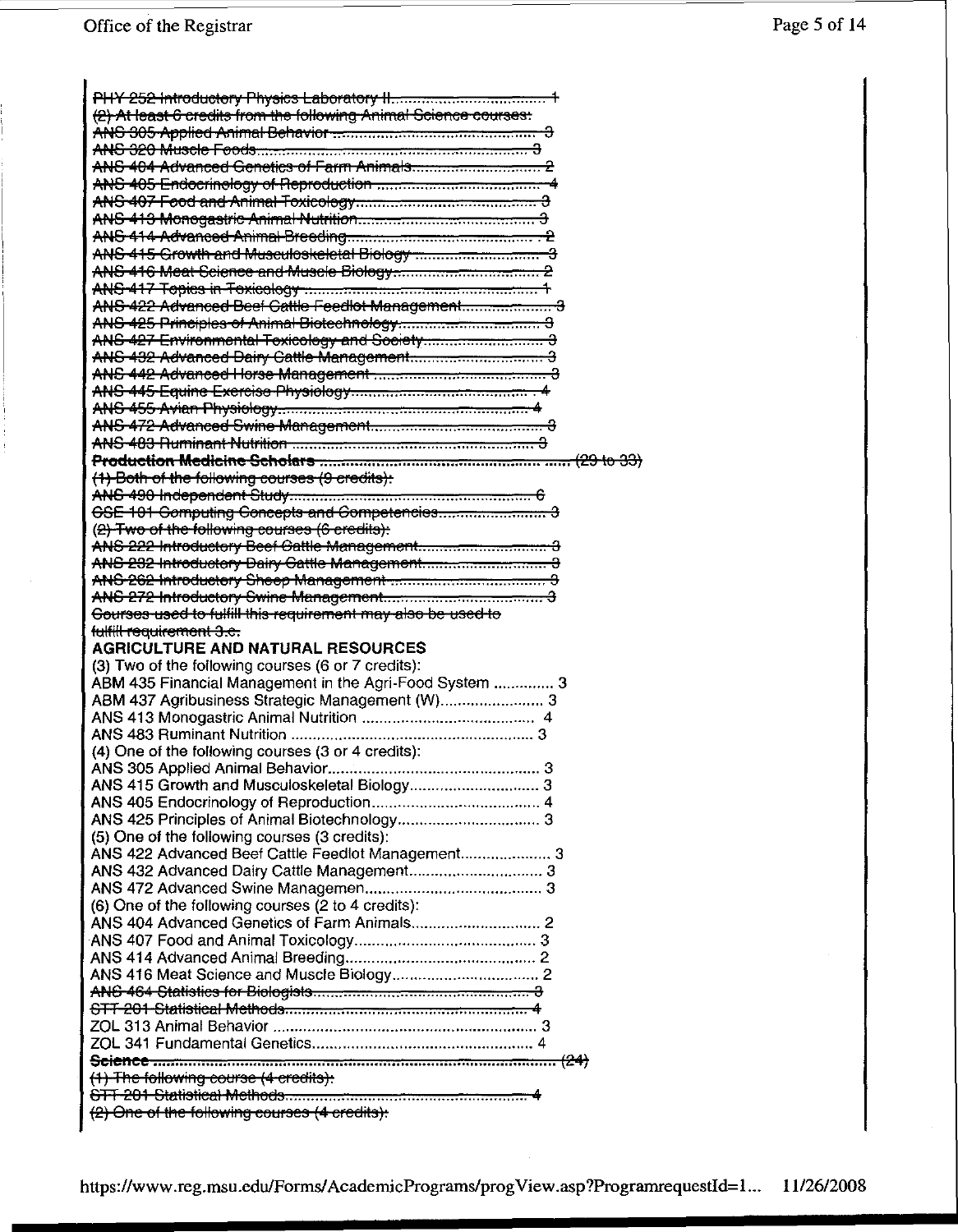~~PHY 252 Introductory Physics Laboratory II.......................................... 1~~
~~(2) At least 6 credits from the following Animal Science courses:~~
~~ANS 305 Applied Animal Behavior ............................................... 3~~
~~ANS 320 Muscle Foods.................................................................. 3~~
~~ANS 404 Advanced Genetics of Farm Animals.............................. 2~~
~~ANS 405 Endocrinology of Reproduction ....................................... 4~~
~~ANS 407 Food and Animal Toxicology........................................... 3~~
~~ANS 413 Monogastric Animal Nutrition.......................................... 3~~
~~ANS 414 Advanced Animal Breeding............................................. 2~~
~~ANS 415 Growth and Musculoskeletal Biology .............................. 3~~
~~ANS 416 Meat Science and Muscle Biology................................... 2~~
~~ANS 417 Topics in Toxicology ........................................................ 1~~
~~ANS 422 Advanced Beef Cattle Feedlot Management................... 3~~
~~ANS 425 Principles of Animal Biotechnology.................................. 3~~
~~ANS 427 Environmental Toxicology and Society............................ 3~~
~~ANS 432 Advanced Dairy Cattle Management............................... 3~~
~~ANS 442 Advanced Horse Management ....................................... 3~~
~~ANS 445 Equine Exercise Physiology............................................ 4~~
~~ANS 455 Avian Physiology............................................................. 4~~
~~ANS 472 Advanced Swine Management........................................ 3~~
~~ANS 483 Ruminant Nutrition ........................................................... 3~~
~~**Production Medicine Scholars** ........................................................ (29 to 33)~~
~~(1) Both of the following courses (9 credits):~~
~~ANS 490 Independent Study........................................................... 6~~
~~CSE 101 Computing Concepts and Competencies.......................... 3~~
~~(2) Two of the following courses (6 credits):~~
~~ANS 222 Introductory Beef Cattle Management.............................. 3~~
~~ANS 232 Introductory Dairy Cattle Management............................. 3~~
~~ANS 262 Introductory Sheep Management .................................... 3~~
~~ANS 272 Introductory Swine Management...................................... 3~~
~~Courses used to fulfill this requirement may also be used to fulfill requirement 3.c.~~

**AGRICULTURE AND NATURAL RESOURCES**

(3) Two of the following courses (6 or 7 credits):
ABM 435 Financial Management in the Agri-Food System .............. 3
ABM 437 Agribusiness Strategic Management (W)........................ 3
ANS 413 Monogastric Animal Nutrition ......................................... 4
ANS 483 Ruminant Nutrition ......................................................... 3

(4) One of the following courses (3 or 4 credits):
ANS 305 Applied Animal Behavior................................................. 3
ANS 415 Growth and Musculoskeletal Biology............................... 3
ANS 405 Endocrinology of Reproduction....................................... 4
ANS 425 Principles of Animal Biotechnology.................................. 3

(5) One of the following courses (3 credits):
ANS 422 Advanced Beef Cattle Feedlot Management..................... 3
ANS 432 Advanced Dairy Cattle Management................................ 3
ANS 472 Advanced Swine Managemen.......................................... 3

(6) One of the following courses (2 to 4 credits):
ANS 404 Advanced Genetics of Farm Animals............................... 2
ANS 407 Food and Animal Toxicology........................................... 3
ANS 414 Advanced Animal Breeding............................................. 2
ANS 416 Meat Science and Muscle Biology................................... 2
~~ANS 464 Statistics for Biologists..................................................... 3~~
~~STT 201 Statistical Methods........................................................... 4~~
ZOL 313 Animal Behavior ............................................................. 3
ZOL 341 Fundamental Genetics..................................................... 4

~~**Science** ........................................................................................... (24)~~
~~(1) The following course (4 credits):~~
~~STT 201 Statistical Methods........................................................... 4~~
~~(2) One of the following courses (4 credits):~~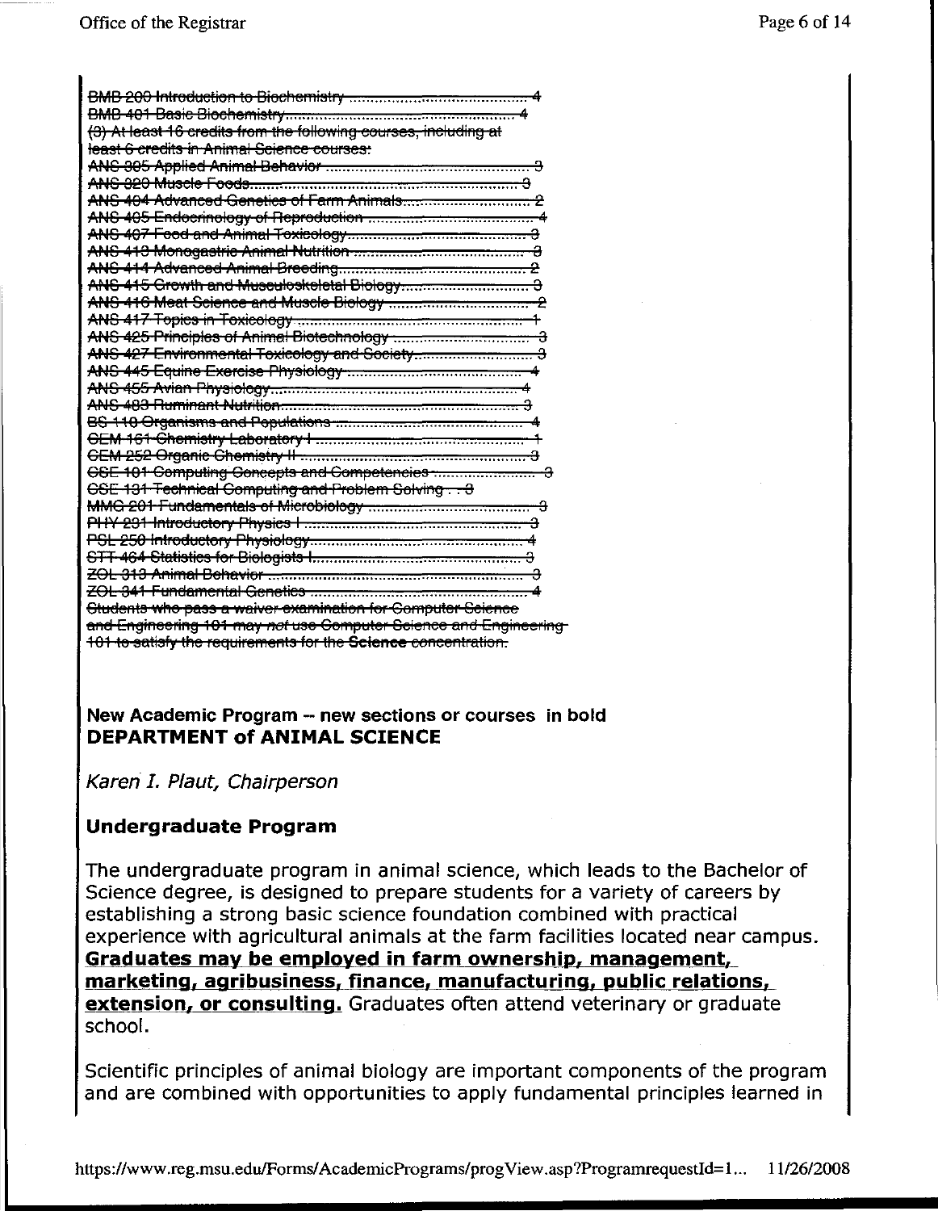~~BMB 200 Introduction to Biochemistry ........................................ 4~~
~~BMB 401 Basic Biochemistry.................................................. 4~~
~~(3) At least 16 credits from the following courses, including at least 6 credits in Animal Science courses:~~
~~ANS 305 Applied Animal Behavior ............................................ 3~~
~~ANS 320 Muscle Foods......................................................... 3~~
~~ANS 404 Advanced Genetics of Farm Animals............................. 2~~
~~ANS 405 Endocrinology of Reproduction .................................. 4~~
~~ANS 407 Food and Animal Toxicology...................................... 3~~
~~ANS 413 Monogastric Animal Nutrition .................................... 3~~
~~ANS 414 Advanced Animal Breeding........................................ 2~~
~~ANS 415 Growth and Musculoskeletal Biology............................ 3~~
~~ANS 416 Meat Science and Muscle Biology ............................... 2~~
~~ANS 417 Topics in Toxicology .................................................. 1~~
~~ANS 425 Principles of Animal Biotechnology ............................. 3~~
~~ANS 427 Environmental Toxicology and Society.......................... 3~~
~~ANS 445 Equine Exercise Physiology ........................................ 4~~
~~ANS 455 Avian Physiology...................................................... 4~~
~~ANS 483 Ruminant Nutrition.................................................... 3~~
~~BS 110 Organisms and Populations .......................................... 4~~
~~CEM 161 Chemistry Laboratory I ............................................. 1~~
~~CEM 252 Organic Chemistry II ................................................ 3~~
~~CSE 101 Computing Concepts and Competencies ....................... 3~~
~~CSE 131 Technical Computing and Problem Solving . . 3~~
~~MMG 201 Fundamentals of Microbiology ................................... 3~~
~~PHY 231 Introductory Physics I ............................................... 3~~
~~PSL 250 Introductory Physiology............................................. 4~~
~~STT 464 Statistics for Biologists I............................................. 3~~
~~ZOL 313 Animal Behavior ....................................................... 3~~
~~ZOL 341 Fundamental Genetics .............................................. 4~~
~~Students who pass a waiver examination for Computer Science and Engineering 101 may *not* use Computer Science and Engineering 101 to satisfy the requirements for the **Science** concentration.~~

**New Academic Program – new sections or courses in bold**
**DEPARTMENT of ANIMAL SCIENCE**

*Karen I. Plaut, Chairperson*

## Undergraduate Program

The undergraduate program in animal science, which leads to the Bachelor of Science degree, is designed to prepare students for a variety of careers by establishing a strong basic science foundation combined with practical experience with agricultural animals at the farm facilities located near campus. **Graduates may be employed in farm ownership, management, marketing, agribusiness, finance, manufacturing, public relations, extension, or consulting.** Graduates often attend veterinary or graduate school.

Scientific principles of animal biology are important components of the program and are combined with opportunities to apply fundamental principles learned in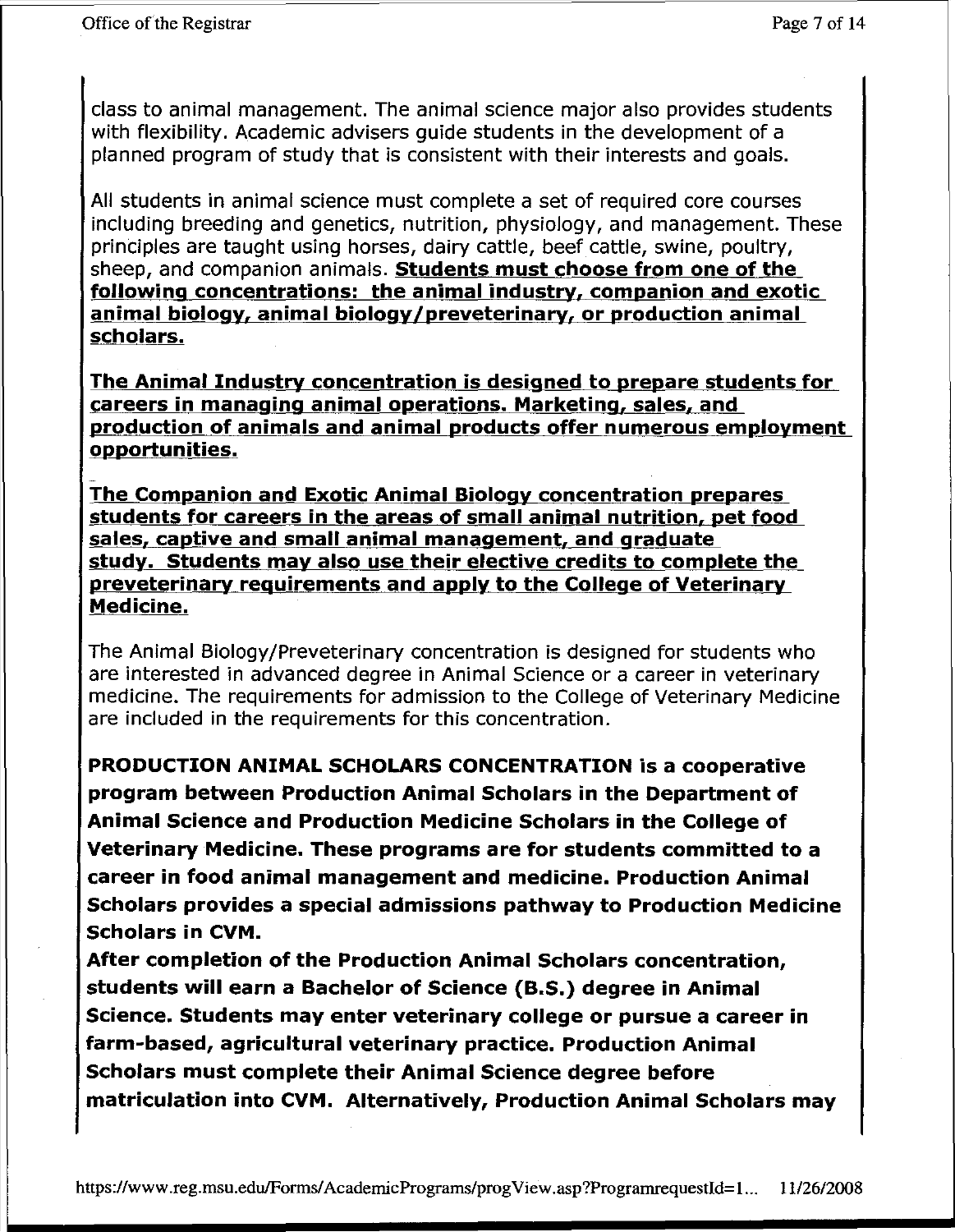class to animal management. The animal science major also provides students with flexibility. Academic advisers guide students in the development of a planned program of study that is consistent with their interests and goals.

All students in animal science must complete a set of required core courses including breeding and genetics, nutrition, physiology, and management. These principles are taught using horses, dairy cattle, beef cattle, swine, poultry, sheep, and companion animals. **Students must choose from one of the following concentrations: the animal industry, companion and exotic animal biology, animal biology/preveterinary, or production animal scholars.**

**The Animal Industry concentration is designed to prepare students for careers in managing animal operations. Marketing, sales, and production of animals and animal products offer numerous employment opportunities.**

**The Companion and Exotic Animal Biology concentration prepares students for careers in the areas of small animal nutrition, pet food sales, captive and small animal management, and graduate study. Students may also use their elective credits to complete the preveterinary requirements and apply to the College of Veterinary Medicine.**

The Animal Biology/Preveterinary concentration is designed for students who are interested in advanced degree in Animal Science or a career in veterinary medicine. The requirements for admission to the College of Veterinary Medicine are included in the requirements for this concentration.

**PRODUCTION ANIMAL SCHOLARS CONCENTRATION is a cooperative program between Production Animal Scholars in the Department of Animal Science and Production Medicine Scholars in the College of Veterinary Medicine. These programs are for students committed to a career in food animal management and medicine. Production Animal Scholars provides a special admissions pathway to Production Medicine Scholars in CVM.**

**After completion of the Production Animal Scholars concentration, students will earn a Bachelor of Science (B.S.) degree in Animal Science. Students may enter veterinary college or pursue a career in farm-based, agricultural veterinary practice. Production Animal Scholars must complete their Animal Science degree before matriculation into CVM. Alternatively, Production Animal Scholars may**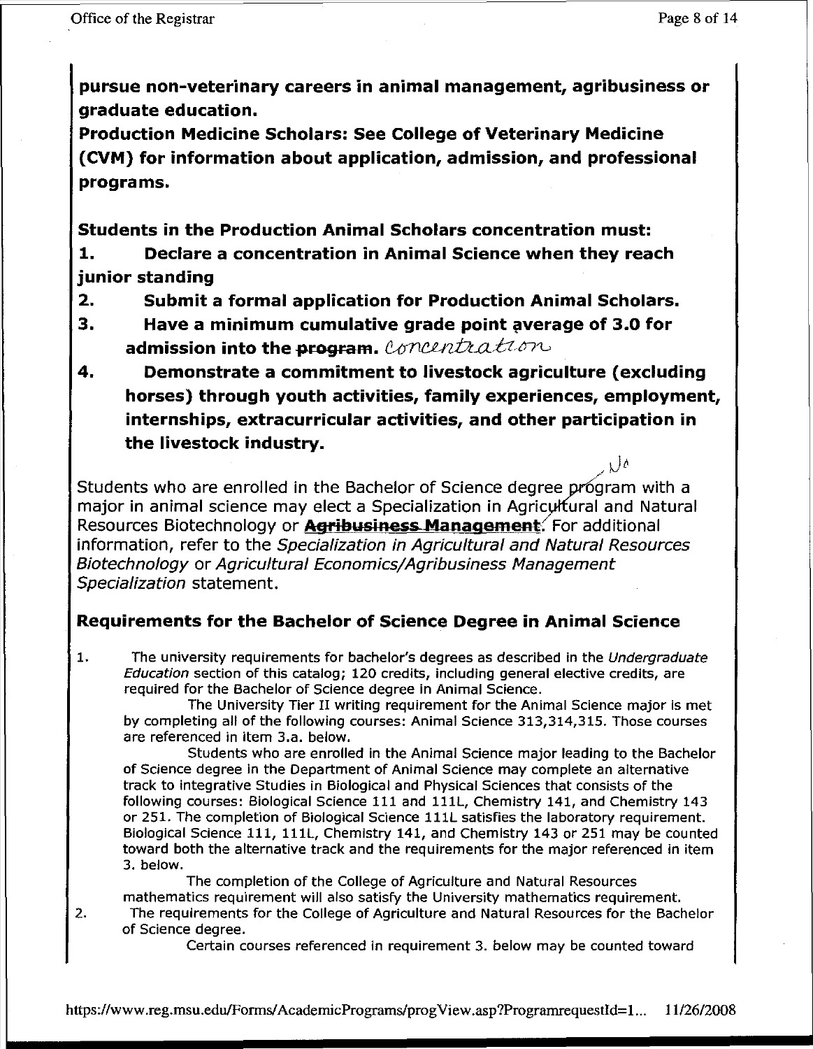**pursue non-veterinary careers in animal management, agribusiness or graduate education.**

**Production Medicine Scholars: See College of Veterinary Medicine (CVM) for information about application, admission, and professional programs.**

**Students in the Production Animal Scholars concentration must:**

1. **Declare a concentration in Animal Science when they reach junior standing**
2. **Submit a formal application for Production Animal Scholars.**
3. **Have a minimum cumulative grade point average of 3.0 for admission into the ~~program~~.** concentration
4. **Demonstrate a commitment to livestock agriculture (excluding horses) through youth activities, family experiences, employment, internships, extracurricular activities, and other participation in the livestock industry.**

Students who are enrolled in the Bachelor of Science degree program with a major in animal science may elect a Specialization in Agricultural and Natural Resources Biotechnology or **~~Agribusiness Management~~**. For additional information, refer to the *Specialization in Agricultural and Natural Resources Biotechnology* or *Agricultural Economics/Agribusiness Management Specialization* statement.

## Requirements for the Bachelor of Science Degree in Animal Science

1. The university requirements for bachelor's degrees as described in the *Undergraduate Education* section of this catalog; 120 credits, including general elective credits, are required for the Bachelor of Science degree in Animal Science.

   The University Tier II writing requirement for the Animal Science major is met by completing all of the following courses: Animal Science 313,314,315. Those courses are referenced in item 3.a. below.

   Students who are enrolled in the Animal Science major leading to the Bachelor of Science degree in the Department of Animal Science may complete an alternative track to Integrative Studies in Biological and Physical Sciences that consists of the following courses: Biological Science 111 and 111L, Chemistry 141, and Chemistry 143 or 251. The completion of Biological Science 111L satisfies the laboratory requirement. Biological Science 111, 111L, Chemistry 141, and Chemistry 143 or 251 may be counted toward both the alternative track and the requirements for the major referenced in item 3. below.

   The completion of the College of Agriculture and Natural Resources mathematics requirement will also satisfy the University mathematics requirement.

2. The requirements for the College of Agriculture and Natural Resources for the Bachelor of Science degree.

   Certain courses referenced in requirement 3. below may be counted toward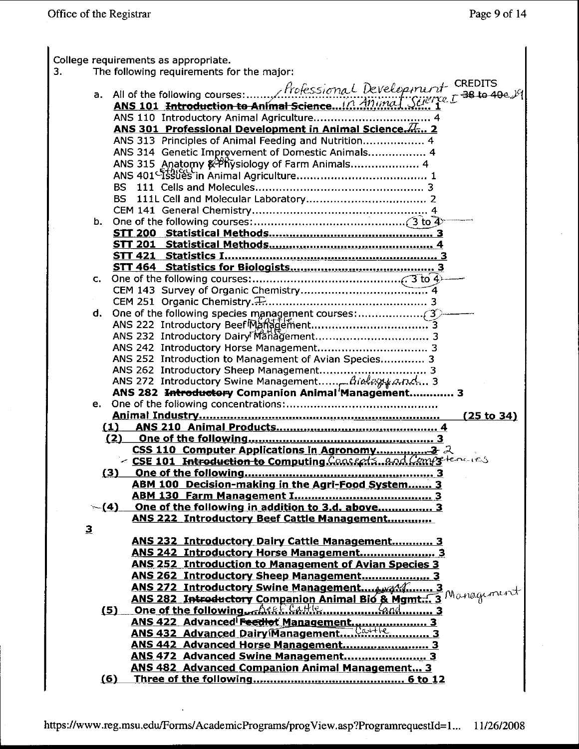College requirements as appropriate.

3. The following requirements for the major:

CREDITS

a. All of the following courses:............ *Professional Development in Animal Science I* ~~38 to 40~~ 39

**ANS 101 ~~Introduction to Animal Science~~...** *in Animal Science I*........ **1**

ANS 110 Introductory Animal Agriculture.................................. 4

**ANS 301 Professional Development in Animal Science *II*... 2**

ANS 313 Principles of Animal Feeding and Nutrition.................. 4

ANS 314 Genetic Improvement of Domestic Animals................. 4

ANS 315 Anatomy ~~&~~ *and* Physiology of Farm Animals.................... 4

ANS 401 *Ethical* Issues in Animal Agriculture...................................... 1

BS 111 Cells and Molecules................................................ 3

BS 111L Cell and Molecular Laboratory.................................. 2

CEM 141 General Chemistry.................................................. 4

b. One of the following courses:........................................... (3 to 4)

**STT 200 Statistical Methods............................................... 3**

**STT 201 Statistical Methods................................................ 4**

**STT 421 Statistics I............................................................. 3**

**STT 464 Statistics for Biologists.......................................... 3**

c. One of the following courses:........................................... (3 to 4)

CEM 143 Survey of Organic Chemistry.................................... 4

CEM 251 Organic Chemistry I.................................................. 3

d. One of the following species management courses:.................. (3)

ANS 222 Introductory Beef *Cattle* Management.................................. 3

ANS 232 Introductory Dairy *Cattle* Management.................................. 3

ANS 242 Introductory Horse Management.................................. 3

ANS 252 Introduction to Management of Avian Species............. 3

ANS 262 Introductory Sheep Management................................ 3

ANS 272 Introductory Swine Management.......... 3

**ANS 282 ~~Introductory~~ Companion Animal *Biology and* Management............ 3**

e. One of the following concentrations:..........................................

**Animal Industry.................................................................... (25 to 34)**

**(1) ANS 210 Animal Products.............................................. 4**

**(2) One of the following........................................................ 3**

**CSS 110 Computer Applications in Agronomy............... ~~3~~ 2**

**CSE 101 ~~Introduction to Computing~~** *Concepts and Competencies* **3**

**(3) One of the following......................................................... 3**

**ABM 100 Decision-making in the Agri-Food System....... 3**

**ABM 130 Farm Management I........................................ 3**

**(4) One of the following in addition to 3.d. above............... 3**

**ANS 222 Introductory Beef Cattle Management............. 3**

**ANS 232 Introductory Dairy Cattle Management............ 3**

**ANS 242 Introductory Horse Management...................... 3**

**ANS 252 Introduction to Management of Avian Species 3**

**ANS 262 Introductory Sheep Management..................... 3**

**ANS 272 Introductory Swine Management.........** *and* **3**

**ANS 282 ~~Introductory~~ Companion Animal Bio & Mgmt... 3** *Management*

**(5) One of the following.......** *Beef Cattle* **... 3**

**ANS 422 Advanced ~~Feedlot~~** *and* **Management...................... 3**

**ANS 432 Advanced Dairy** *Cattle* **Management.......................... 3**

**ANS 442 Advanced Horse Management.......................... 3**

**ANS 472 Advanced Swine Management.......................... 3**

**ANS 482 Advanced Companion Animal Management... 3**

**(6) Three of the following............................................ 6 to 12**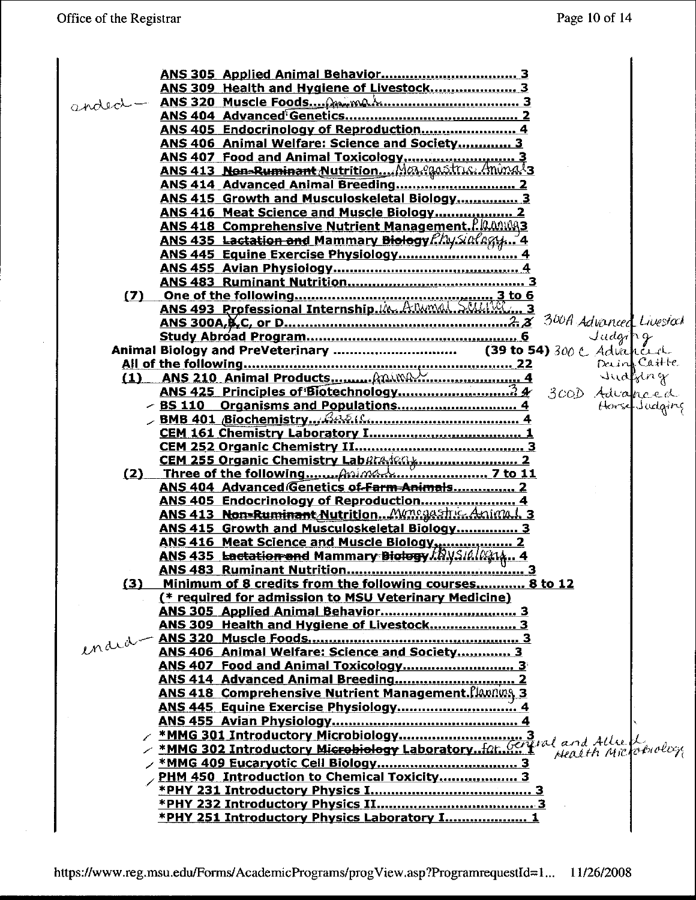ANS 305 Applied Animal Behavior.................................. 3
ANS 309 Health and Hygiene of Livestock..................... 3
added — ANS 320 Muscle Foods....Animal................................... 3
ANS 404 Advanced Genetics........................................... 2
ANS 405 Endocrinology of Reproduction....................... 4
ANS 406 Animal Welfare: Science and Society............. 3
ANS 407 Food and Animal Toxicology........................... 3
ANS 413 ~~Non-Ruminant~~ Nutrition....Monogastric Animal 3
ANS 414 Advanced Animal Breeding............................. 2
ANS 415 Growth and Musculoskeletal Biology............... 3
ANS 416 Meat Science and Muscle Biology................... 2
ANS 418 Comprehensive Nutrient Management.Planning 3
ANS 435 ~~Lactation and~~ Mammary ~~Biology~~ Physiology... 4
ANS 445 Equine Exercise Physiology............................. 4
ANS 455 Avian Physiology............................................. 4
ANS 483 Ruminant Nutrition........................................... 3

(7) One of the following................................................ 3 to 6
ANS 493 Professional Internship.in Animal Science... 3
ANS 300A, ~~B~~, C, or D.................................................. ~~2~~ 3 — 300A Advanced Livestock Judging; 300C Advanced Dairy Cattle Judging; 300D Advanced Horse Judging
Study Abroad Program.................................................... 6

Animal Biology and PreVeterinary .............................. (39 to 54)
All of the following.......................................................... 22

(1) ANS 210 Animal Products.........Animal........................ 4
ANS 425 Principles of Biotechnology............................ ~~4~~ 3
BS 110 Organisms and Populations.............................. 4
BMB 401 Biochemistry...Basic........................................ 4
CEM 161 Chemistry Laboratory I.................................... 1
CEM 252 Organic Chemistry II........................................ 3
CEM 255 Organic Chemistry Lab oratory....................... 2

(2) Three of the following.......Animal......................... 7 to 11
ANS 404 Advanced Genetics ~~of Farm Animals~~.............. 2
ANS 405 Endocrinology of Reproduction....................... 4
ANS 413 ~~Non-Ruminant~~ Nutrition...Monogastric Animal 3
ANS 415 Growth and Musculoskeletal Biology............... 3
ANS 416 Meat Science and Muscle Biology................... 2
ANS 435 ~~Lactation and~~ Mammary ~~Biology~~ Physiology... 4
ANS 483 Ruminant Nutrition........................................... 3

(3) Minimum of 8 credits from the following courses........... 8 to 12
(* required for admission to MSU Veterinary Medicine)
ANS 305 Applied Animal Behavior.................................. 3
ANS 309 Health and Hygiene of Livestock..................... 3
ended — ANS 320 Muscle Foods................................................... 3
ANS 406 Animal Welfare: Science and Society............. 3
ANS 407 Food and Animal Toxicology........................... 3
ANS 414 Advanced Animal Breeding............................. 2
ANS 418 Comprehensive Nutrient Management.Planning 3
ANS 445 Equine Exercise Physiology............................. 4
ANS 455 Avian Physiology............................................. 4
*MMG 301 Introductory Microbiology............................ 3
*MMG 302 Introductory ~~Microbiology~~ Laboratory..for General and Allied Health Microbiology 1
*MMG 409 Eucaryotic Cell Biology................................ 3
PHM 450 Introduction to Chemical Toxicity.................. 3
*PHY 231 Introductory Physics I...................................... 3
*PHY 232 Introductory Physics II..................................... 3
*PHY 251 Introductory Physics Laboratory I.................... 1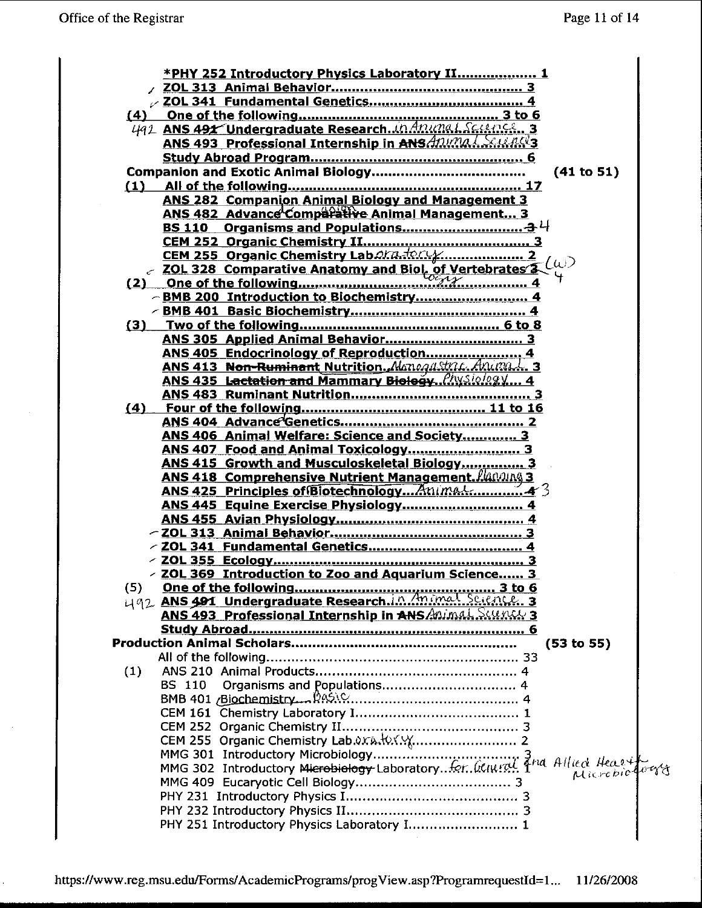*PHY 252 Introductory Physics Laboratory II.................. 1
ZOL 313 Animal Behavior............................................ 3
ZOL 341 Fundamental Genetics.................................... 4

(4) One of the following.............................................. 3 to 6
- 492 ANS ~~491~~ Undergraduate Research..in Animal Science.. 3
- ANS 493 Professional Internship in ~~ANS~~ Animal Science 3
- Study Abroad Program.................................................. 6

**Companion and Exotic Animal Biology.................................... (41 to 51)**

(1) All of the following........................................................ 17
- ANS 282 Companion Animal Biology and Management 3
- ANS 482 Advanced ~~Comparative~~ Animal Management... 3
- BS 110 Organisms and Populations............................. ~~3~~ 4
- CEM 252 Organic Chemistry II...................................... 3
- CEM 255 Organic Chemistry Laboratory...................... 2
- ZOL 328 Comparative Anatomy and Biology of Vertebrates ~~3~~ (W) 4

(2) One of the following...................................................... 4
- BMB 200 Introduction to Biochemistry.......................... 4
- BMB 401 Basic Biochemistry......................................... 4

(3) Two of the following...................................................... 6 to 8
- ANS 305 Applied Animal Behavior................................. 3
- ANS 405 Endocrinology of Reproduction........................ 4
- ANS 413 ~~Non-Ruminant~~ Nutrition..Monogastric Animal.. 3
- ANS 435 ~~Lactation and~~ Mammary ~~Biology~~..Physiology.... 4
- ANS 483 Ruminant Nutrition.......................................... 3

(4) Four of the following.................................................... 11 to 16
- ANS 404 Advanced Genetics........................................... 2
- ANS 406 Animal Welfare: Science and Society............. 3
- ANS 407 Food and Animal Toxicology.......................... 3
- ANS 415 Growth and Musculoskeletal Biology.............. 3
- ANS 418 Comprehensive Nutrient Management Planning 3
- ANS 425 Principles of Biotechnology...Animal............. ~~4~~ 3
- ANS 445 Equine Exercise Physiology............................. 4
- ANS 455 Avian Physiology............................................. 4
- ZOL 313 Animal Behavior.............................................. 3
- ZOL 341 Fundamental Genetics..................................... 4
- ZOL 355 Ecology............................................................ 3
- ZOL 369 Introduction to Zoo and Aquarium Science...... 3

(5) One of the following...................................................... 3 to 6
- 492 ANS ~~491~~ Undergraduate Research..in Animal Science.. 3
- ANS 493 Professional Internship in ~~ANS~~ Animal Science 3
- Study Abroad.................................................................. 6

**Production Animal Scholars.................................................... (53 to 55)**

All of the following........................................................... 33

(1)
- ANS 210 Animal Products............................................... 4
- BS 110 Organisms and Populations............................... 4
- BMB 401 Biochemistry...Basic......................................... 4
- CEM 161 Chemistry Laboratory I..................................... 1
- CEM 252 Organic Chemistry II......................................... 3
- CEM 255 Organic Chemistry Laboratory........................ 2
- MMG 301 Introductory Microbiology.............................. 3
- MMG 302 Introductory ~~Microbiology~~ Laboratory..for General and Allied Health Microbiology 1
- MMG 409 Eucaryotic Cell Biology................................... 3
- PHY 231 Introductory Physics I........................................ 3
- PHY 232 Introductory Physics II....................................... 3
- PHY 251 Introductory Physics Laboratory I...................... 1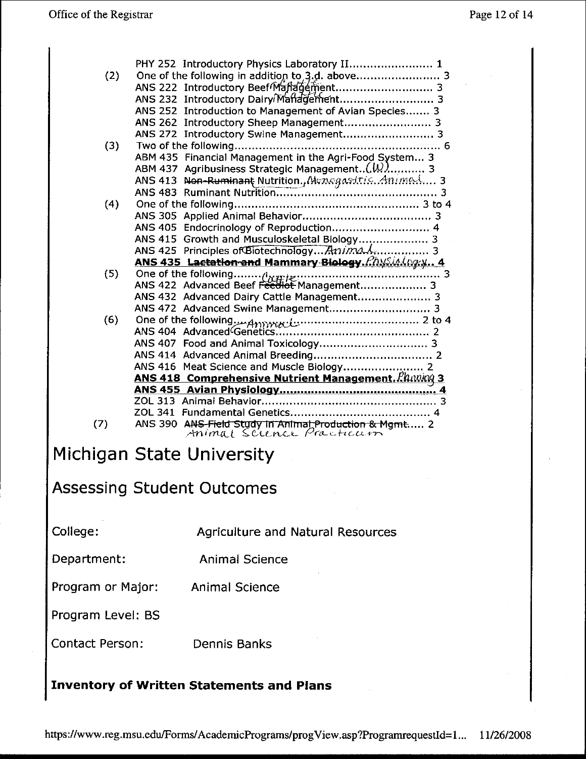PHY 252 Introductory Physics Laboratory II........................ 1

(2) One of the following in addition to 3.d. above........................ 3

ANS 222 Introductory Beef Management ~~Management~~ Cattle ........................... 3

ANS 232 Introductory Dairy ~~Management~~ Cattle ........................... 3

ANS 252 Introduction to Management of Avian Species....... 3

ANS 262 Introductory Sheep Management......................... 3

ANS 272 Introductory Swine Management.......................... 3

(3) Two of the following.............................................................. 6

ABM 435 Financial Management in the Agri-Food System... 3

ABM 437 Agribusiness Strategic Management..(W)........... 3

ANS 413 ~~Non-Ruminant~~ Nutrition..Monogastric Animal.... 3

ANS 483 Ruminant Nutrition.................................................. 3

(4) One of the following....................................................... 3 to 4

ANS 305 Applied Animal Behavior...................................... 3

ANS 405 Endocrinology of Reproduction............................ 4

ANS 415 Growth and Musculoskeletal Biology.................... 3

ANS 425 Principles of Biotechnology...Animal................. 3

**ANS 435 ~~Lactation and Mammary Biology~~..Physiology.. 4**

(5) One of the following........................................................... 3

ANS 422 Advanced Beef ~~Feedlot~~ Cattle Management................... 3

ANS 432 Advanced Dairy Cattle Management..................... 3

ANS 472 Advanced Swine Management............................. 3

(6) One of the following.......................................................... 2 to 4

ANS 404 Advanced Animal Genetics............................................. 2

ANS 407 Food and Animal Toxicology................................ 3

ANS 414 Advanced Animal Breeding.................................. 2

ANS 416 Meat Science and Muscle Biology....................... 2

**ANS 418 Comprehensive Nutrient Management..Planning 3**

**ANS 455 Avian Physiology.............................................. 4**

ZOL 313 Animal Behavior.................................................. 3

ZOL 341 Fundamental Genetics......................................... 4

(7) ANS 390 ~~ANS Field Study in Animal Production & Mgmt~~..... 2
Animal Science Practicum

# Michigan State University

## Assessing Student Outcomes

College: Agriculture and Natural Resources

Department: Animal Science

Program or Major: Animal Science

Program Level: BS

Contact Person: Dennis Banks

**Inventory of Written Statements and Plans**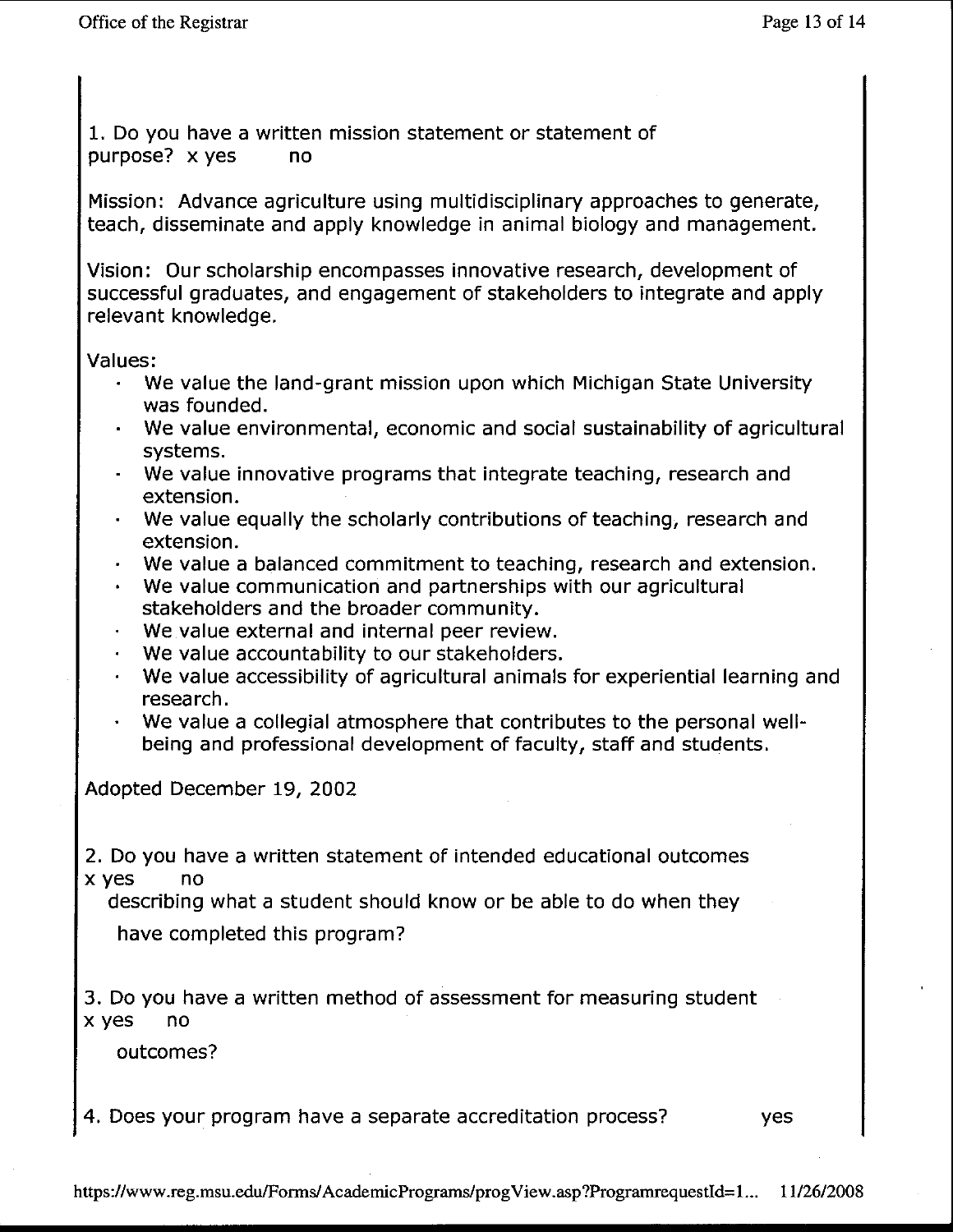1. Do you have a written mission statement or statement of purpose? x yes no

Mission: Advance agriculture using multidisciplinary approaches to generate, teach, disseminate and apply knowledge in animal biology and management.

Vision: Our scholarship encompasses innovative research, development of successful graduates, and engagement of stakeholders to integrate and apply relevant knowledge.

Values:

- We value the land-grant mission upon which Michigan State University was founded.
- We value environmental, economic and social sustainability of agricultural systems.
- We value innovative programs that integrate teaching, research and extension.
- We value equally the scholarly contributions of teaching, research and extension.
- We value a balanced commitment to teaching, research and extension.
- We value communication and partnerships with our agricultural stakeholders and the broader community.
- We value external and internal peer review.
- We value accountability to our stakeholders.
- We value accessibility of agricultural animals for experiential learning and research.
- We value a collegial atmosphere that contributes to the personal well-being and professional development of faculty, staff and students.

Adopted December 19, 2002

2. Do you have a written statement of intended educational outcomes x yes no describing what a student should know or be able to do when they have completed this program?

3. Do you have a written method of assessment for measuring student x yes no outcomes?

4. Does your program have a separate accreditation process? yes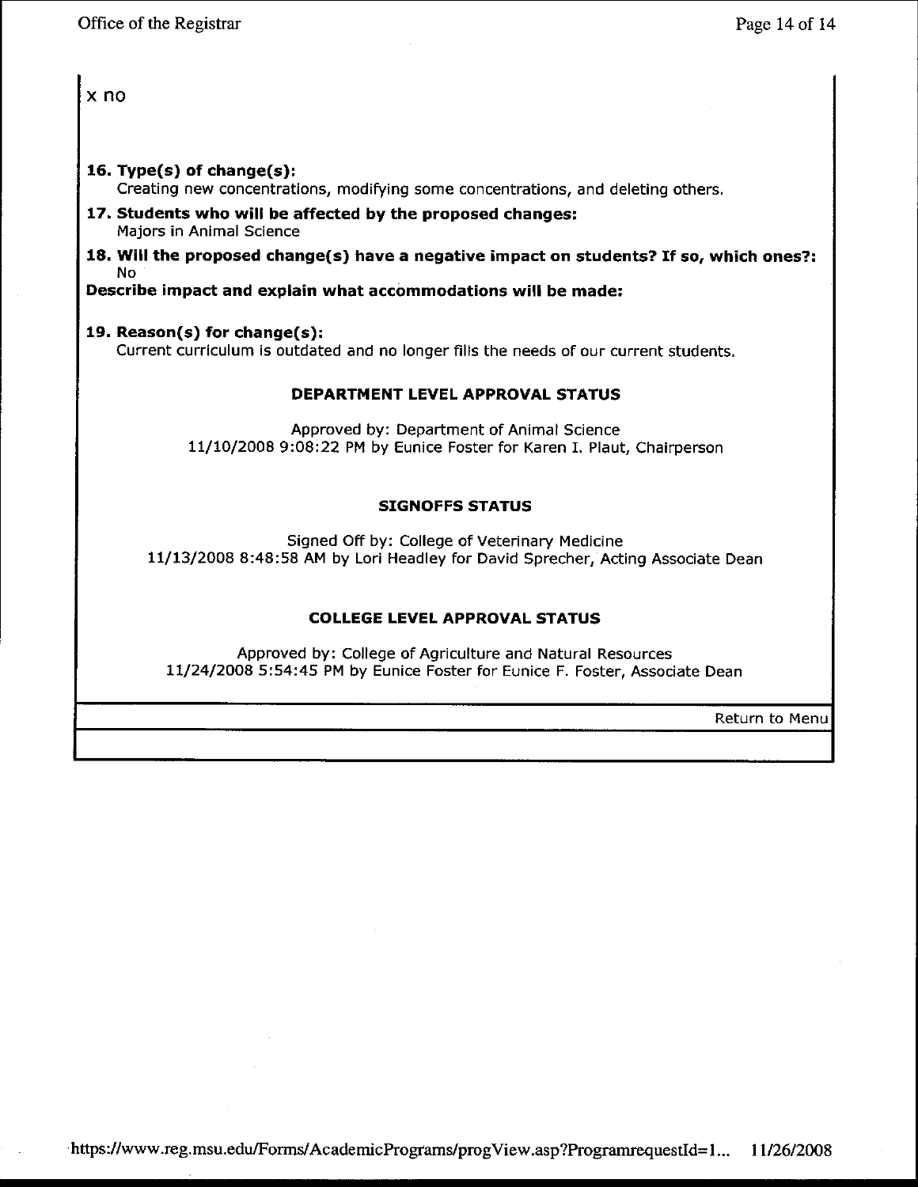x no

**16. Type(s) of change(s):**
Creating new concentrations, modifying some concentrations, and deleting others.

**17. Students who will be affected by the proposed changes:**
Majors in Animal Science

**18. Will the proposed change(s) have a negative impact on students? If so, which ones?:**
No

**Describe impact and explain what accommodations will be made:**

**19. Reason(s) for change(s):**
Current curriculum is outdated and no longer fills the needs of our current students.

**DEPARTMENT LEVEL APPROVAL STATUS**

Approved by: Department of Animal Science
11/10/2008 9:08:22 PM by Eunice Foster for Karen I. Plaut, Chairperson

**SIGNOFFS STATUS**

Signed Off by: College of Veterinary Medicine
11/13/2008 8:48:58 AM by Lori Headley for David Sprecher, Acting Associate Dean

**COLLEGE LEVEL APPROVAL STATUS**

Approved by: College of Agriculture and Natural Resources
11/24/2008 5:54:45 PM by Eunice Foster for Eunice F. Foster, Associate Dean

Return to Menu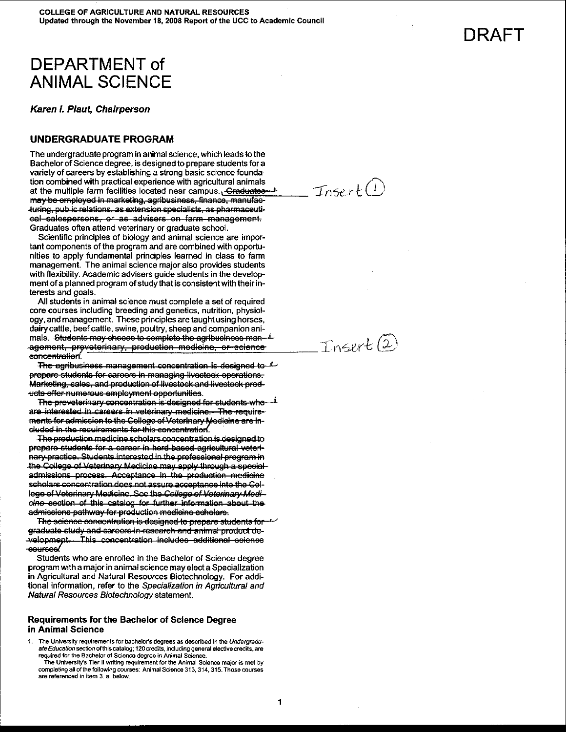# DRAFT

# DEPARTMENT of ANIMAL SCIENCE

***Karen I. Plaut, Chairperson***

## UNDERGRADUATE PROGRAM

The undergraduate program in animal science, which leads to the Bachelor of Science degree, is designed to prepare students for a variety of careers by establishing a strong basic science foundation combined with practical experience with agricultural animals at the multiple farm facilities located near campus. ~~Graduates may be employed in marketing, agribusiness, finance, manufacturing, public relations, as extension specialists, as pharmaceutical salespersons, or as advisers on farm management.~~ Insert (1) Graduates often attend veterinary or graduate school.

Scientific principles of biology and animal science are important components of the program and are combined with opportunities to apply fundamental principles learned in class to farm management. The animal science major also provides students with flexibility. Academic advisers guide students in the development of a planned program of study that is consistent with their interests and goals.

All students in animal science must complete a set of required core courses including breeding and genetics, nutrition, physiology, and management. These principles are taught using horses, dairy cattle, beef cattle, swine, poultry, sheep and companion animals. ~~Students may choose to complete the agribusiness management, preveterinary, production medicine, or science concentration.~~ Insert (2)

~~The agribusiness management concentration is designed to prepare students for careers in managing livestock operations. Marketing, sales, and production of livestock and livestock products offer numerous employment opportunities.~~

~~The preveterinary concentration is designed for students who are interested in careers in veterinary medicine. The requirements for admission to the College of Veterinary Medicine are included in the requirements for this concentration.~~

~~The production medicine scholars concentration is designed to prepare students for a career in herd-based agricultural veterinary practice. Students interested in the professional program in the College of Veterinary Medicine may apply through a special admissions process. Acceptance in the production medicine scholars concentration does not assure acceptance into the College of Veterinary Medicine. See the *College of Veterinary Medicine* section of this catalog for further information about the admissions pathway for production medicine scholars.~~

~~The science concentration is designed to prepare students for graduate study and careers in research and animal product development. This concentration includes additional science courses.~~

Students who are enrolled in the Bachelor of Science degree program with a major in animal science may elect a Specialization in Agricultural and Natural Resources Biotechnology. For additional information, refer to the *Specialization in Agricultural and Natural Resources Biotechnology* statement.

### Requirements for the Bachelor of Science Degree in Animal Science

1. The University requirements for bachelor's degrees as described in the *Undergraduate Education* section of this catalog; 120 credits, including general elective credits, are required for the Bachelor of Science degree in Animal Science.

   The University's Tier II writing requirement for the Animal Science major is met by completing all of the following courses: Animal Science 313, 314, 315. Those courses are referenced in item 3. a. below.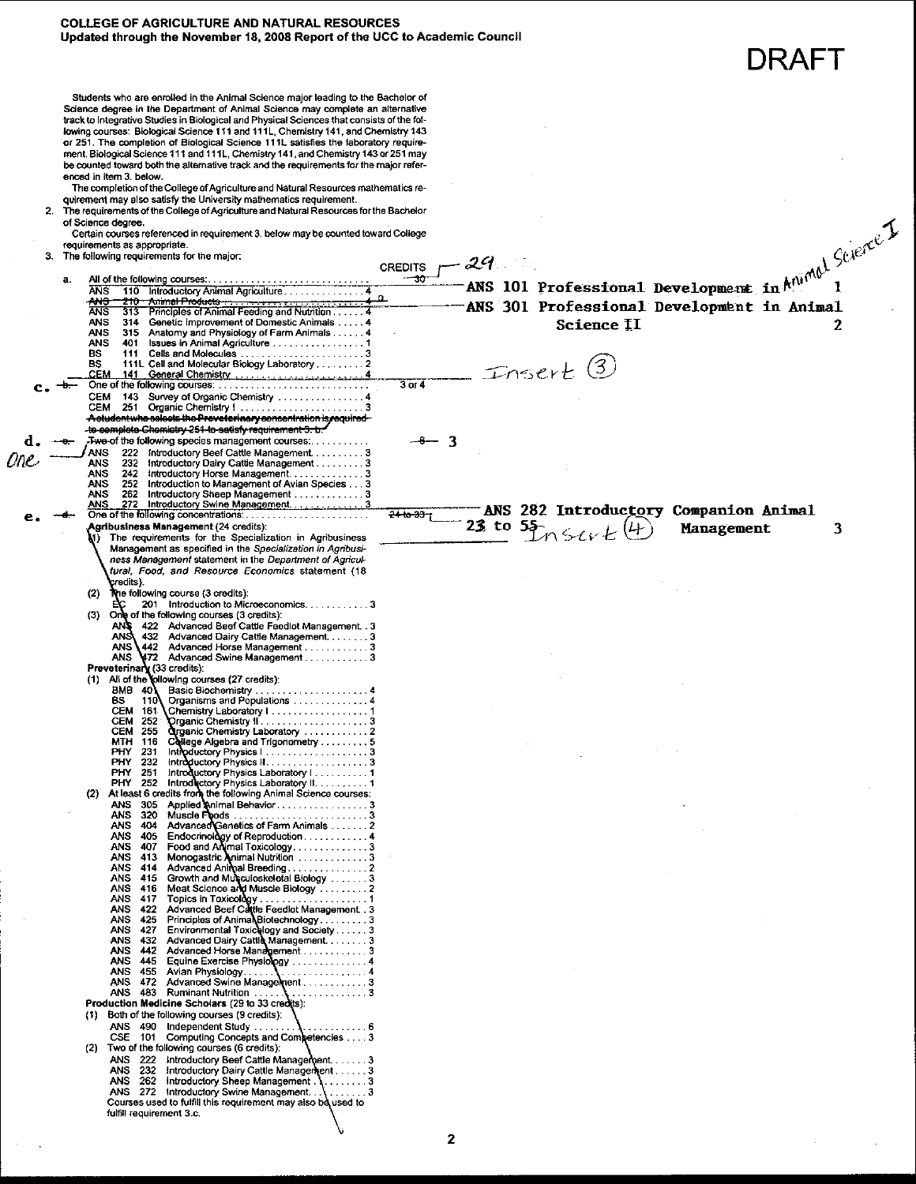**COLLEGE OF AGRICULTURE AND NATURAL RESOURCES**
**Updated through the November 18, 2008 Report of the UCC to Academic Council**

# DRAFT

Students who are enrolled in the Animal Science major leading to the Bachelor of Science degree in the Department of Animal Science may complete an alternative track to Integrative Studies in Biological and Physical Sciences that consists of the following courses: Biological Science 111 and 111L, Chemistry 141, and Chemistry 143 or 251. The completion of Biological Science 111L satisfies the laboratory requirement. Biological Science 111 and 111L, Chemistry 141, and Chemistry 143 or 251 may be counted toward both the alternative track and the requirements for the major referenced in item 3. below.

The completion of the College of Agriculture and Natural Resources mathematics requirement may also satisfy the University mathematics requirement.

2. The requirements of the College of Agriculture and Natural Resources for the Bachelor of Science degree.

   Certain courses referenced in requirement 3. below may be counted toward College requirements as appropriate.

3. The following requirements for the major:

CREDITS

a. All of the following courses: ~~30~~ 29
   - ANS 101 Professional Development in Animal Science I . . . 1
   - ANS 110 Introductory Animal Agriculture . . . 4
   - ~~ANS 210 Animal Products . . . 4~~
   - ANS 301 Professional Development in Animal Science II . . . 2
   - ANS 313 Principles of Animal Feeding and Nutrition . . . 4
   - ANS 314 Genetic Improvement of Domestic Animals . . . 4
   - ANS 315 Anatomy and Physiology of Farm Animals . . . 4
   - ANS 401 Issues in Animal Agriculture . . . 1
   - BS 111 Cells and Molecules . . . 3
   - BS 111L Cell and Molecular Biology Laboratory . . . 2
   - CEM 141 General Chemistry . . . 4

   Insert (3)

c. ~~b.~~ One of the following courses: . . . 3 or 4
   - CEM 143 Survey of Organic Chemistry . . . 4
   - CEM 251 Organic Chemistry I . . . 3

   ~~A student who selects the Preveterinary concentration is required to complete Chemistry 251 to satisfy requirement 3. b.~~

d. ~~c.~~ ~~Two~~ One of the following species management courses: . . . ~~6~~ 3
   - ANS 222 Introductory Beef Cattle Management . . . 3
   - ANS 232 Introductory Dairy Cattle Management . . . 3
   - ANS 242 Introductory Horse Management . . . 3
   - ANS 252 Introduction to Management of Avian Species . . . 3
   - ANS 262 Introductory Sheep Management . . . 3
   - ANS 272 Introductory Swine Management . . . 3
   - ANS 282 Introductory Companion Animal Management . . . 3

e. ~~d.~~ One of the following concentrations: . . . ~~24 to 33~~ 23 to 55

   Insert (4)

   **Agribusiness Management** (24 credits):
   1. The requirements for the Specialization in Agribusiness Management as specified in the *Specialization in Agribusiness Management* statement in the *Department of Agricultural, Food, and Resource Economics* statement (18 credits).
   2. The following course (3 credits):
      - EC 201 Introduction to Microeconomics . . . 3
   3. One of the following courses (3 credits):
      - ANS 422 Advanced Beef Cattle Feedlot Management . . 3
      - ANS 432 Advanced Dairy Cattle Management . . . 3
      - ANS 442 Advanced Horse Management . . . 3
      - ANS 472 Advanced Swine Management . . . 3

   **Preveterinary** (33 credits):
   1. All of the following courses (27 credits):
      - BMB 401 Basic Biochemistry . . . 4
      - BS 110 Organisms and Populations . . . 4
      - CEM 161 Chemistry Laboratory I . . . 1
      - CEM 252 Organic Chemistry II . . . 3
      - CEM 255 Organic Chemistry Laboratory . . . 2
      - MTH 116 College Algebra and Trigonometry . . . 5
      - PHY 231 Introductory Physics I . . . 3
      - PHY 232 Introductory Physics II . . . 3
      - PHY 251 Introductory Physics Laboratory I . . . 1
      - PHY 252 Introductory Physics Laboratory II . . . 1
   2. At least 6 credits from the following Animal Science courses:
      - ANS 305 Applied Animal Behavior . . . 3
      - ANS 320 Muscle Foods . . . 3
      - ANS 404 Advanced Genetics of Farm Animals . . . 2
      - ANS 405 Endocrinology of Reproduction . . . 4
      - ANS 407 Food and Animal Toxicology . . . 3
      - ANS 413 Monogastric Animal Nutrition . . . 3
      - ANS 414 Advanced Animal Breeding . . . 2
      - ANS 415 Growth and Musculoskeletal Biology . . . 3
      - ANS 416 Meat Science and Muscle Biology . . . 2
      - ANS 417 Topics in Toxicology . . . 1
      - ANS 422 Advanced Beef Cattle Feedlot Management . . 3
      - ANS 425 Principles of Animal Biotechnology . . . 3
      - ANS 427 Environmental Toxicology and Society . . . 3
      - ANS 432 Advanced Dairy Cattle Management . . . 3
      - ANS 442 Advanced Horse Management . . . 3
      - ANS 445 Equine Exercise Physiology . . . 4
      - ANS 455 Avian Physiology . . . 4
      - ANS 472 Advanced Swine Management . . . 3
      - ANS 483 Ruminant Nutrition . . . 3

   **Production Medicine Scholars** (29 to 33 credits):
   1. Both of the following courses (9 credits):
      - ANS 490 Independent Study . . . 6
      - CSE 101 Computing Concepts and Competencies . . . 3
   2. Two of the following courses (6 credits):
      - ANS 222 Introductory Beef Cattle Management . . . 3
      - ANS 232 Introductory Dairy Cattle Management . . . 3
      - ANS 262 Introductory Sheep Management . . . 3
      - ANS 272 Introductory Swine Management . . . 3

      Courses used to fulfill this requirement may also be used to fulfill requirement 3.c.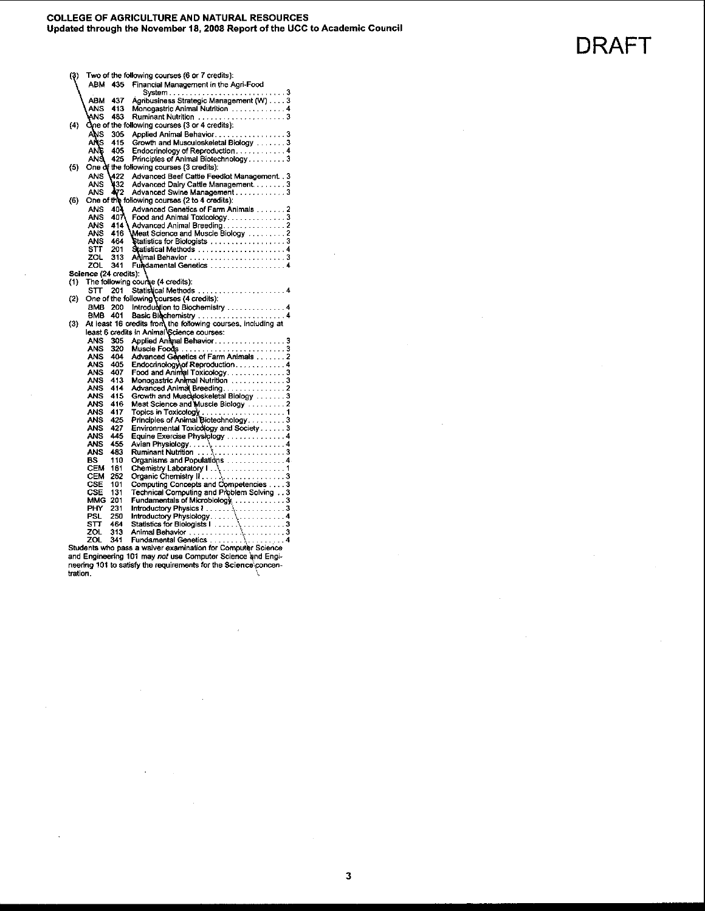**COLLEGE OF AGRICULTURE AND NATURAL RESOURCES**
**Updated through the November 18, 2008 Report of the UCC to Academic Council**

DRAFT

(3) Two of the following courses (6 or 7 credits):

| | | | |
|---|---|---|---|
| ABM | 435 | Financial Management in the Agri-Food System | 3 |
| ABM | 437 | Agribusiness Strategic Management (W) | 3 |
| ANS | 413 | Monogastric Animal Nutrition | 4 |
| ANS | 483 | Ruminant Nutrition | 3 |

(4) One of the following courses (3 or 4 credits):

| | | | |
|---|---|---|---|
| ANS | 305 | Applied Animal Behavior | 3 |
| ANS | 415 | Growth and Musculoskeletal Biology | 3 |
| ANS | 405 | Endocrinology of Reproduction | 4 |
| ANS | 425 | Principles of Animal Biotechnology | 3 |

(5) One of the following courses (3 credits):

| | | | |
|---|---|---|---|
| ANS | 422 | Advanced Beef Cattle Feedlot Management | 3 |
| ANS | 432 | Advanced Dairy Cattle Management | 3 |
| ANS | 472 | Advanced Swine Management | 3 |

(6) One of the following courses (2 to 4 credits):

| | | | |
|---|---|---|---|
| ANS | 404 | Advanced Genetics of Farm Animals | 2 |
| ANS | 407 | Food and Animal Toxicology | 3 |
| ANS | 414 | Advanced Animal Breeding | 2 |
| ANS | 416 | Meat Science and Muscle Biology | 2 |
| ANS | 464 | Statistics for Biologists | 3 |
| STT | 201 | Statistical Methods | 4 |
| ZOL | 313 | Animal Behavior | 3 |
| ZOL | 341 | Fundamental Genetics | 4 |

**Science (24 credits):**

(1) The following course (4 credits):

| | | | |
|---|---|---|---|
| STT | 201 | Statistical Methods | 4 |

(2) One of the following courses (4 credits):

| | | | |
|---|---|---|---|
| BMB | 200 | Introduction to Biochemistry | 4 |
| BMB | 401 | Basic Biochemistry | 4 |

(3) At least 16 credits from the following courses, including at least 6 credits in Animal Science courses:

| | | | |
|---|---|---|---|
| ANS | 305 | Applied Animal Behavior | 3 |
| ANS | 320 | Muscle Foods | 3 |
| ANS | 404 | Advanced Genetics of Farm Animals | 2 |
| ANS | 405 | Endocrinology of Reproduction | 4 |
| ANS | 407 | Food and Animal Toxicology | 3 |
| ANS | 413 | Monogastric Animal Nutrition | 3 |
| ANS | 414 | Advanced Animal Breeding | 2 |
| ANS | 415 | Growth and Musculoskeletal Biology | 3 |
| ANS | 416 | Meat Science and Muscle Biology | 2 |
| ANS | 417 | Topics in Toxicology | 1 |
| ANS | 425 | Principles of Animal Biotechnology | 3 |
| ANS | 427 | Environmental Toxicology and Society | 3 |
| ANS | 445 | Equine Exercise Physiology | 4 |
| ANS | 455 | Avian Physiology | 4 |
| ANS | 483 | Ruminant Nutrition | 3 |
| BS | 110 | Organisms and Populations | 4 |
| CEM | 161 | Chemistry Laboratory I | 1 |
| CEM | 252 | Organic Chemistry II | 3 |
| CSE | 101 | Computing Concepts and Competencies | 3 |
| CSE | 131 | Technical Computing and Problem Solving | 3 |
| MMG | 201 | Fundamentals of Microbiology | 3 |
| PHY | 231 | Introductory Physics I | 3 |
| PSL | 250 | Introductory Physiology | 4 |
| STT | 464 | Statistics for Biologists I | 3 |
| ZOL | 313 | Animal Behavior | 3 |
| ZOL | 341 | Fundamental Genetics | 4 |

Students who pass a waiver examination for Computer Science and Engineering 101 may *not* use Computer Science and Engineering 101 to satisfy the requirements for the Science concentration.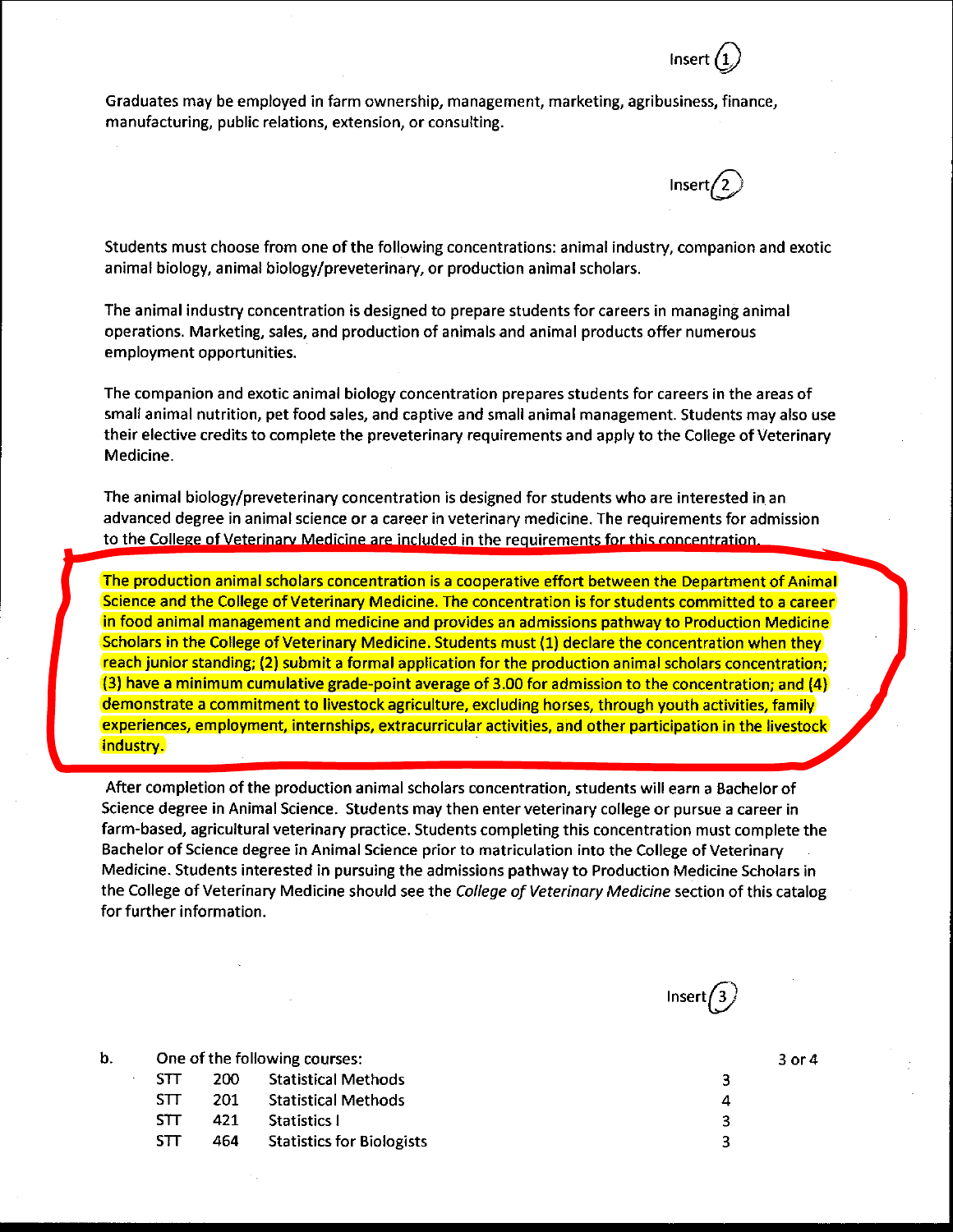Insert (1)

Graduates may be employed in farm ownership, management, marketing, agribusiness, finance, manufacturing, public relations, extension, or consulting.

Insert (2)

Students must choose from one of the following concentrations: animal industry, companion and exotic animal biology, animal biology/preveterinary, or production animal scholars.

The animal industry concentration is designed to prepare students for careers in managing animal operations. Marketing, sales, and production of animals and animal products offer numerous employment opportunities.

The companion and exotic animal biology concentration prepares students for careers in the areas of small animal nutrition, pet food sales, and captive and small animal management. Students may also use their elective credits to complete the preveterinary requirements and apply to the College of Veterinary Medicine.

The animal biology/preveterinary concentration is designed for students who are interested in an advanced degree in animal science or a career in veterinary medicine. The requirements for admission to the College of Veterinary Medicine are included in the requirements for this concentration.

The production animal scholars concentration is a cooperative effort between the Department of Animal Science and the College of Veterinary Medicine. The concentration is for students committed to a career in food animal management and medicine and provides an admissions pathway to Production Medicine Scholars in the College of Veterinary Medicine. Students must (1) declare the concentration when they reach junior standing; (2) submit a formal application for the production animal scholars concentration; (3) have a minimum cumulative grade-point average of 3.00 for admission to the concentration; and (4) demonstrate a commitment to livestock agriculture, excluding horses, through youth activities, family experiences, employment, internships, extracurricular activities, and other participation in the livestock industry.

After completion of the production animal scholars concentration, students will earn a Bachelor of Science degree in Animal Science. Students may then enter veterinary college or pursue a career in farm-based, agricultural veterinary practice. Students completing this concentration must complete the Bachelor of Science degree in Animal Science prior to matriculation into the College of Veterinary Medicine. Students interested in pursuing the admissions pathway to Production Medicine Scholars in the College of Veterinary Medicine should see the *College of Veterinary Medicine* section of this catalog for further information.

Insert (3)

b. One of the following courses: 3 or 4

| | | | |
|---|---|---|---|
| STT | 200 | Statistical Methods | 3 |
| STT | 201 | Statistical Methods | 4 |
| STT | 421 | Statistics I | 3 |
| STT | 464 | Statistics for Biologists | 3 |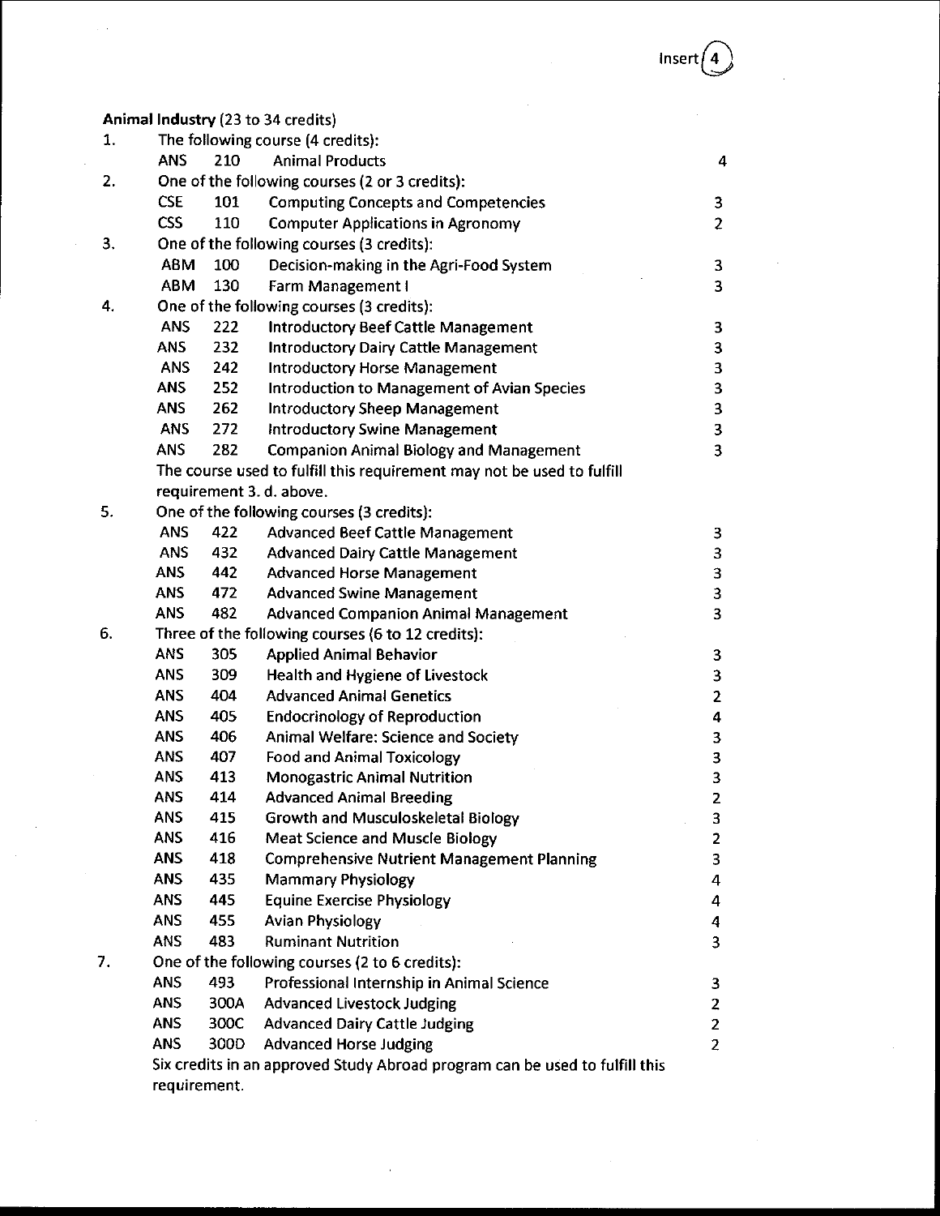Insert 4

**Animal Industry** (23 to 34 credits)

1. The following course (4 credits):

| | | | |
|---|---|---|---|
| ANS | 210 | Animal Products | 4 |

2. One of the following courses (2 or 3 credits):

| | | | |
|---|---|---|---|
| CSE | 101 | Computing Concepts and Competencies | 3 |
| CSS | 110 | Computer Applications in Agronomy | 2 |

3. One of the following courses (3 credits):

| | | | |
|---|---|---|---|
| ABM | 100 | Decision-making in the Agri-Food System | 3 |
| ABM | 130 | Farm Management I | 3 |

4. One of the following courses (3 credits):

| | | | |
|---|---|---|---|
| ANS | 222 | Introductory Beef Cattle Management | 3 |
| ANS | 232 | Introductory Dairy Cattle Management | 3 |
| ANS | 242 | Introductory Horse Management | 3 |
| ANS | 252 | Introduction to Management of Avian Species | 3 |
| ANS | 262 | Introductory Sheep Management | 3 |
| ANS | 272 | Introductory Swine Management | 3 |
| ANS | 282 | Companion Animal Biology and Management | 3 |

The course used to fulfill this requirement may not be used to fulfill requirement 3. d. above.

5. One of the following courses (3 credits):

| | | | |
|---|---|---|---|
| ANS | 422 | Advanced Beef Cattle Management | 3 |
| ANS | 432 | Advanced Dairy Cattle Management | 3 |
| ANS | 442 | Advanced Horse Management | 3 |
| ANS | 472 | Advanced Swine Management | 3 |
| ANS | 482 | Advanced Companion Animal Management | 3 |

6. Three of the following courses (6 to 12 credits):

| | | | |
|---|---|---|---|
| ANS | 305 | Applied Animal Behavior | 3 |
| ANS | 309 | Health and Hygiene of Livestock | 3 |
| ANS | 404 | Advanced Animal Genetics | 2 |
| ANS | 405 | Endocrinology of Reproduction | 4 |
| ANS | 406 | Animal Welfare: Science and Society | 3 |
| ANS | 407 | Food and Animal Toxicology | 3 |
| ANS | 413 | Monogastric Animal Nutrition | 3 |
| ANS | 414 | Advanced Animal Breeding | 2 |
| ANS | 415 | Growth and Musculoskeletal Biology | 3 |
| ANS | 416 | Meat Science and Muscle Biology | 2 |
| ANS | 418 | Comprehensive Nutrient Management Planning | 3 |
| ANS | 435 | Mammary Physiology | 4 |
| ANS | 445 | Equine Exercise Physiology | 4 |
| ANS | 455 | Avian Physiology | 4 |
| ANS | 483 | Ruminant Nutrition | 3 |

7. One of the following courses (2 to 6 credits):

| | | | |
|---|---|---|---|
| ANS | 493 | Professional Internship in Animal Science | 3 |
| ANS | 300A | Advanced Livestock Judging | 2 |
| ANS | 300C | Advanced Dairy Cattle Judging | 2 |
| ANS | 300D | Advanced Horse Judging | 2 |

Six credits in an approved Study Abroad program can be used to fulfill this requirement.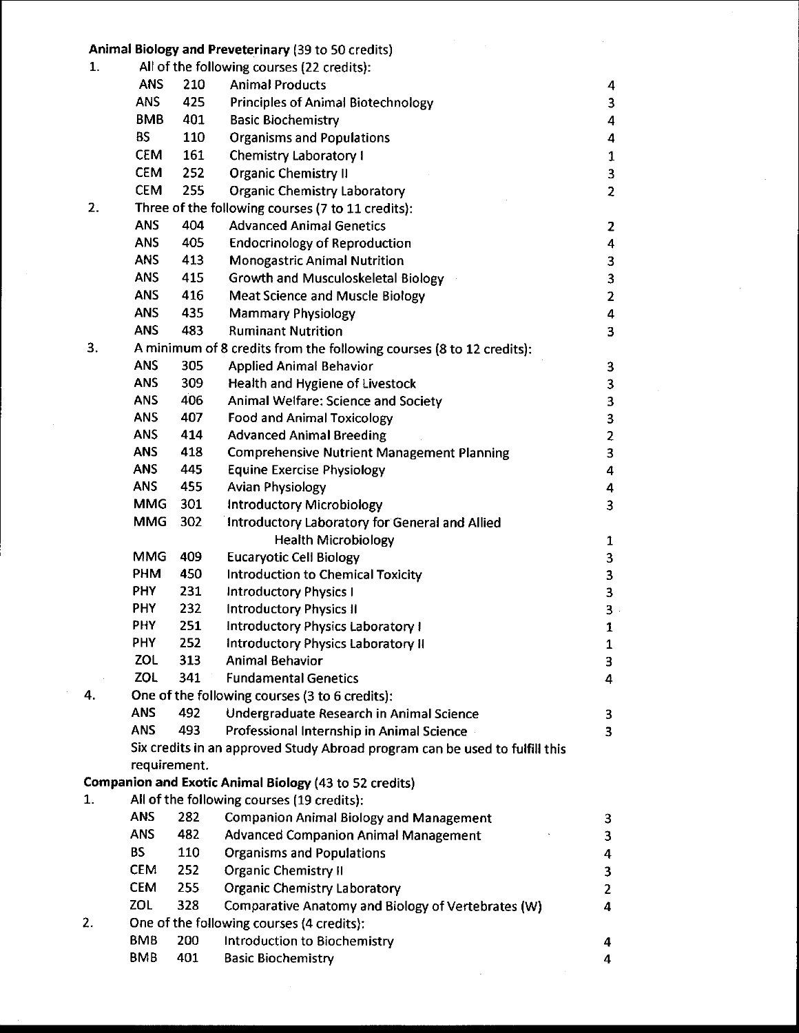**Animal Biology and Preveterinary** (39 to 50 credits)

1. All of the following courses (22 credits):

| | | | |
|---|---|---|---|
| ANS | 210 | Animal Products | 4 |
| ANS | 425 | Principles of Animal Biotechnology | 3 |
| BMB | 401 | Basic Biochemistry | 4 |
| BS | 110 | Organisms and Populations | 4 |
| CEM | 161 | Chemistry Laboratory I | 1 |
| CEM | 252 | Organic Chemistry II | 3 |
| CEM | 255 | Organic Chemistry Laboratory | 2 |

2. Three of the following courses (7 to 11 credits):

| | | | |
|---|---|---|---|
| ANS | 404 | Advanced Animal Genetics | 2 |
| ANS | 405 | Endocrinology of Reproduction | 4 |
| ANS | 413 | Monogastric Animal Nutrition | 3 |
| ANS | 415 | Growth and Musculoskeletal Biology | 3 |
| ANS | 416 | Meat Science and Muscle Biology | 2 |
| ANS | 435 | Mammary Physiology | 4 |
| ANS | 483 | Ruminant Nutrition | 3 |

3. A minimum of 8 credits from the following courses (8 to 12 credits):

| | | | |
|---|---|---|---|
| ANS | 305 | Applied Animal Behavior | 3 |
| ANS | 309 | Health and Hygiene of Livestock | 3 |
| ANS | 406 | Animal Welfare: Science and Society | 3 |
| ANS | 407 | Food and Animal Toxicology | 3 |
| ANS | 414 | Advanced Animal Breeding | 2 |
| ANS | 418 | Comprehensive Nutrient Management Planning | 3 |
| ANS | 445 | Equine Exercise Physiology | 4 |
| ANS | 455 | Avian Physiology | 4 |
| MMG | 301 | Introductory Microbiology | 3 |
| MMG | 302 | Introductory Laboratory for General and Allied Health Microbiology | 1 |
| MMG | 409 | Eucaryotic Cell Biology | 3 |
| PHM | 450 | Introduction to Chemical Toxicity | 3 |
| PHY | 231 | Introductory Physics I | 3 |
| PHY | 232 | Introductory Physics II | 3 |
| PHY | 251 | Introductory Physics Laboratory I | 1 |
| PHY | 252 | Introductory Physics Laboratory II | 1 |
| ZOL | 313 | Animal Behavior | 3 |
| ZOL | 341 | Fundamental Genetics | 4 |

4. One of the following courses (3 to 6 credits):

| | | | |
|---|---|---|---|
| ANS | 492 | Undergraduate Research in Animal Science | 3 |
| ANS | 493 | Professional Internship in Animal Science | 3 |

Six credits in an approved Study Abroad program can be used to fulfill this requirement.

**Companion and Exotic Animal Biology** (43 to 52 credits)

1. All of the following courses (19 credits):

| | | | |
|---|---|---|---|
| ANS | 282 | Companion Animal Biology and Management | 3 |
| ANS | 482 | Advanced Companion Animal Management | 3 |
| BS | 110 | Organisms and Populations | 4 |
| CEM | 252 | Organic Chemistry II | 3 |
| CEM | 255 | Organic Chemistry Laboratory | 2 |
| ZOL | 328 | Comparative Anatomy and Biology of Vertebrates (W) | 4 |

2. One of the following courses (4 credits):

| | | | |
|---|---|---|---|
| BMB | 200 | Introduction to Biochemistry | 4 |
| BMB | 401 | Basic Biochemistry | 4 |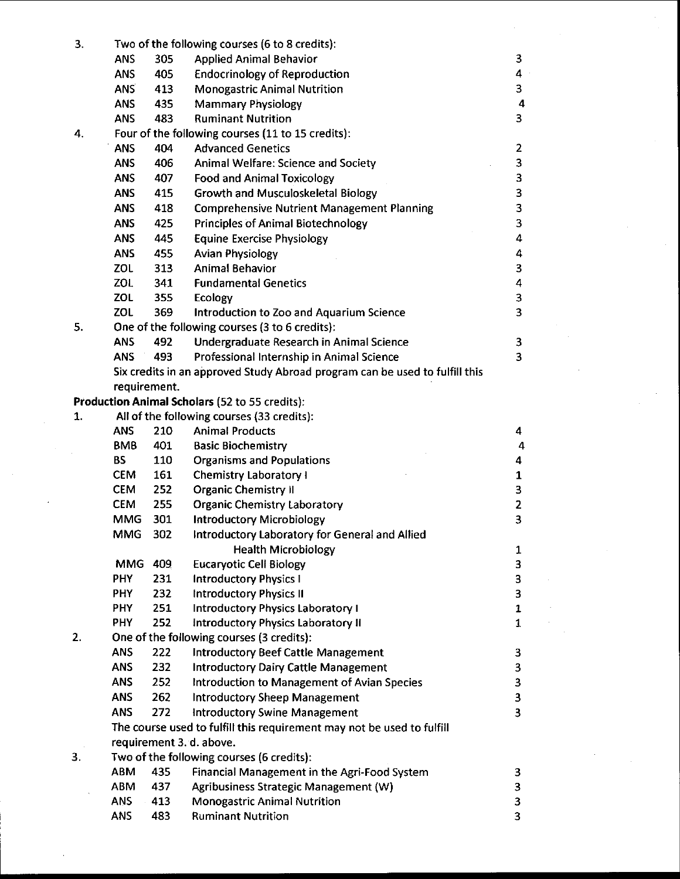3. Two of the following courses (6 to 8 credits):

| | | | |
|---|---|---|---|
| ANS | 305 | Applied Animal Behavior | 3 |
| ANS | 405 | Endocrinology of Reproduction | 4 |
| ANS | 413 | Monogastric Animal Nutrition | 3 |
| ANS | 435 | Mammary Physiology | 4 |
| ANS | 483 | Ruminant Nutrition | 3 |

4. Four of the following courses (11 to 15 credits):

| | | | |
|---|---|---|---|
| ANS | 404 | Advanced Genetics | 2 |
| ANS | 406 | Animal Welfare: Science and Society | 3 |
| ANS | 407 | Food and Animal Toxicology | 3 |
| ANS | 415 | Growth and Musculoskeletal Biology | 3 |
| ANS | 418 | Comprehensive Nutrient Management Planning | 3 |
| ANS | 425 | Principles of Animal Biotechnology | 3 |
| ANS | 445 | Equine Exercise Physiology | 4 |
| ANS | 455 | Avian Physiology | 4 |
| ZOL | 313 | Animal Behavior | 3 |
| ZOL | 341 | Fundamental Genetics | 4 |
| ZOL | 355 | Ecology | 3 |
| ZOL | 369 | Introduction to Zoo and Aquarium Science | 3 |

5. One of the following courses (3 to 6 credits):

| | | | |
|---|---|---|---|
| ANS | 492 | Undergraduate Research in Animal Science | 3 |
| ANS | 493 | Professional Internship in Animal Science | 3 |

Six credits in an approved Study Abroad program can be used to fulfill this requirement.

**Production Animal Scholars** (52 to 55 credits):

1. All of the following courses (33 credits):

| | | | |
|---|---|---|---|
| ANS | 210 | Animal Products | 4 |
| BMB | 401 | Basic Biochemistry | 4 |
| BS | 110 | Organisms and Populations | 4 |
| CEM | 161 | Chemistry Laboratory I | 1 |
| CEM | 252 | Organic Chemistry II | 3 |
| CEM | 255 | Organic Chemistry Laboratory | 2 |
| MMG | 301 | Introductory Microbiology | 3 |
| MMG | 302 | Introductory Laboratory for General and Allied Health Microbiology | 1 |
| MMG | 409 | Eucaryotic Cell Biology | 3 |
| PHY | 231 | Introductory Physics I | 3 |
| PHY | 232 | Introductory Physics II | 3 |
| PHY | 251 | Introductory Physics Laboratory I | 1 |
| PHY | 252 | Introductory Physics Laboratory II | 1 |

2. One of the following courses (3 credits):

| | | | |
|---|---|---|---|
| ANS | 222 | Introductory Beef Cattle Management | 3 |
| ANS | 232 | Introductory Dairy Cattle Management | 3 |
| ANS | 252 | Introduction to Management of Avian Species | 3 |
| ANS | 262 | Introductory Sheep Management | 3 |
| ANS | 272 | Introductory Swine Management | 3 |

The course used to fulfill this requirement may not be used to fulfill requirement 3. d. above.

3. Two of the following courses (6 credits):

| | | | |
|---|---|---|---|
| ABM | 435 | Financial Management in the Agri-Food System | 3 |
| ABM | 437 | Agribusiness Strategic Management (W) | 3 |
| ANS | 413 | Monogastric Animal Nutrition | 3 |
| ANS | 483 | Ruminant Nutrition | 3 |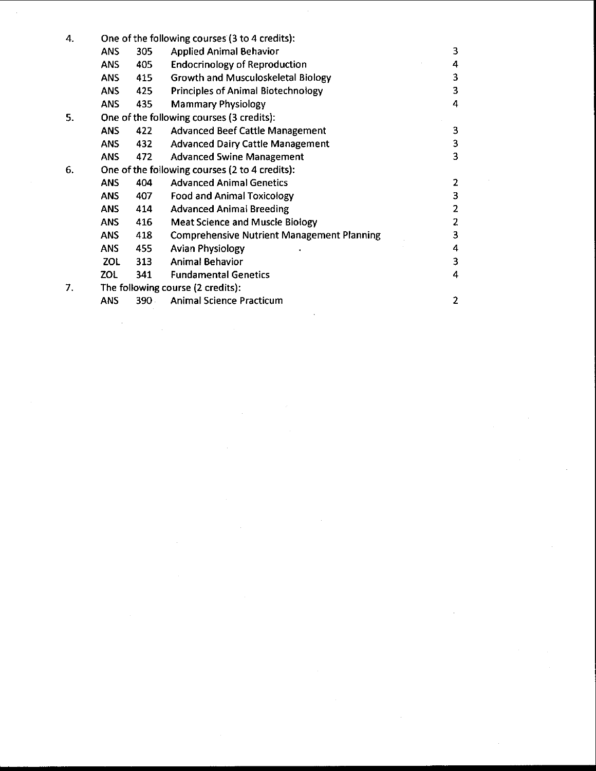4. One of the following courses (3 to 4 credits):

| | | | |
|---|---|---|---|
| ANS | 305 | Applied Animal Behavior | 3 |
| ANS | 405 | Endocrinology of Reproduction | 4 |
| ANS | 415 | Growth and Musculoskeletal Biology | 3 |
| ANS | 425 | Principles of Animal Biotechnology | 3 |
| ANS | 435 | Mammary Physiology | 4 |

5. One of the following courses (3 credits):

| | | | |
|---|---|---|---|
| ANS | 422 | Advanced Beef Cattle Management | 3 |
| ANS | 432 | Advanced Dairy Cattle Management | 3 |
| ANS | 472 | Advanced Swine Management | 3 |

6. One of the following courses (2 to 4 credits):

| | | | |
|---|---|---|---|
| ANS | 404 | Advanced Animal Genetics | 2 |
| ANS | 407 | Food and Animal Toxicology | 3 |
| ANS | 414 | Advanced Animal Breeding | 2 |
| ANS | 416 | Meat Science and Muscle Biology | 2 |
| ANS | 418 | Comprehensive Nutrient Management Planning | 3 |
| ANS | 455 | Avian Physiology | 4 |
| ZOL | 313 | Animal Behavior | 3 |
| ZOL | 341 | Fundamental Genetics | 4 |

7. The following course (2 credits):

| | | | |
|---|---|---|---|
| ANS | 390 | Animal Science Practicum | 2 |